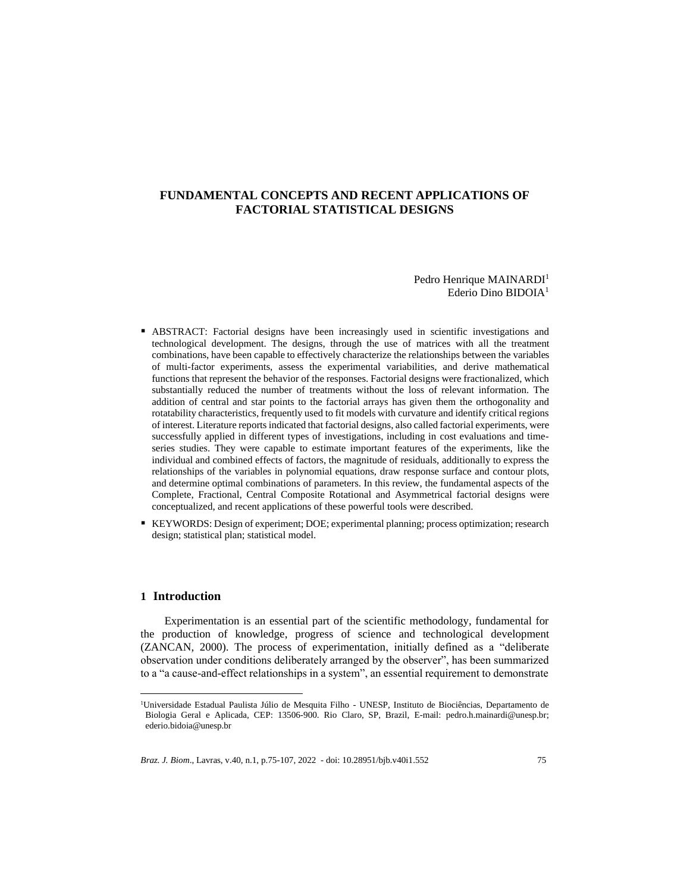# FUNDAMENTAL CONCEPTS AND RECENT APPLICATIONS OF FACTORIAL STATISTICAL DESIGNS

Pedro Henrique MAINARDI[1]
Ederio Dino BIDOIA[1]

- ABSTRACT: Factorial designs have been increasingly used in scientific investigations and technological development. The designs, through the use of matrices with all the treatment combinations, have been capable to effectively characterize the relationships between the variables of multi-factor experiments, assess the experimental variabilities, and derive mathematical functions that represent the behavior of the responses. Factorial designs were fractionalized, which substantially reduced the number of treatments without the loss of relevant information. The addition of central and star points to the factorial arrays has given them the orthogonality and rotatability characteristics, frequently used to fit models with curvature and identify critical regions of interest. Literature reports indicated that factorial designs, also called factorial experiments, were successfully applied in different types of investigations, including in cost evaluations and time-series studies. They were capable to estimate important features of the experiments, like the individual and combined effects of factors, the magnitude of residuals, additionally to express the relationships of the variables in polynomial equations, draw response surface and contour plots, and determine optimal combinations of parameters. In this review, the fundamental aspects of the Complete, Fractional, Central Composite Rotational and Asymmetrical factorial designs were conceptualized, and recent applications of these powerful tools were described.
- KEYWORDS: Design of experiment; DOE; experimental planning; process optimization; research design; statistical plan; statistical model.

## 1 Introduction

Experimentation is an essential part of the scientific methodology, fundamental for the production of knowledge, progress of science and technological development (ZANCAN, 2000). The process of experimentation, initially defined as a "deliberate observation under conditions deliberately arranged by the observer", has been summarized to a "a cause-and-effect relationships in a system", an essential requirement to demonstrate

[1]Universidade Estadual Paulista Júlio de Mesquita Filho - UNESP, Instituto de Biociências, Departamento de Biologia Geral e Aplicada, CEP: 13506-900. Rio Claro, SP, Brazil, E-mail: pedro.h.mainardi@unesp.br; ederio.bidoia@unesp.br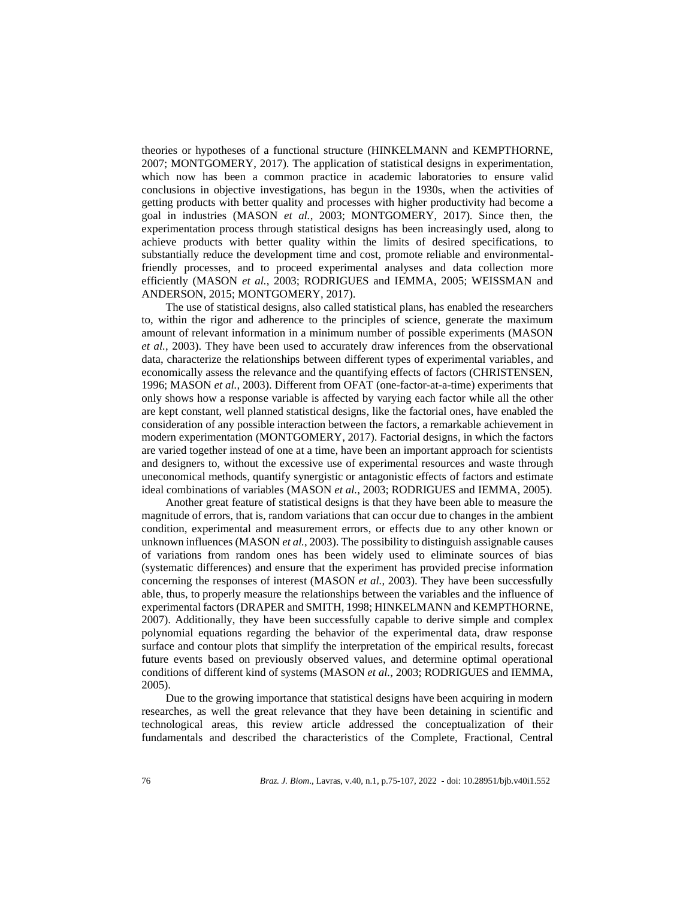theories or hypotheses of a functional structure (HINKELMANN and KEMPTHORNE, 2007; MONTGOMERY, 2017). The application of statistical designs in experimentation, which now has been a common practice in academic laboratories to ensure valid conclusions in objective investigations, has begun in the 1930s, when the activities of getting products with better quality and processes with higher productivity had become a goal in industries (MASON *et al.*, 2003; MONTGOMERY, 2017). Since then, the experimentation process through statistical designs has been increasingly used, along to achieve products with better quality within the limits of desired specifications, to substantially reduce the development time and cost, promote reliable and environmental-friendly processes, and to proceed experimental analyses and data collection more efficiently (MASON *et al.*, 2003; RODRIGUES and IEMMA, 2005; WEISSMAN and ANDERSON, 2015; MONTGOMERY, 2017).

The use of statistical designs, also called statistical plans, has enabled the researchers to, within the rigor and adherence to the principles of science, generate the maximum amount of relevant information in a minimum number of possible experiments (MASON *et al.*, 2003). They have been used to accurately draw inferences from the observational data, characterize the relationships between different types of experimental variables, and economically assess the relevance and the quantifying effects of factors (CHRISTENSEN, 1996; MASON *et al.*, 2003). Different from OFAT (one-factor-at-a-time) experiments that only shows how a response variable is affected by varying each factor while all the other are kept constant, well planned statistical designs, like the factorial ones, have enabled the consideration of any possible interaction between the factors, a remarkable achievement in modern experimentation (MONTGOMERY, 2017). Factorial designs, in which the factors are varied together instead of one at a time, have been an important approach for scientists and designers to, without the excessive use of experimental resources and waste through uneconomical methods, quantify synergistic or antagonistic effects of factors and estimate ideal combinations of variables (MASON *et al.*, 2003; RODRIGUES and IEMMA, 2005).

Another great feature of statistical designs is that they have been able to measure the magnitude of errors, that is, random variations that can occur due to changes in the ambient condition, experimental and measurement errors, or effects due to any other known or unknown influences (MASON *et al.*, 2003). The possibility to distinguish assignable causes of variations from random ones has been widely used to eliminate sources of bias (systematic differences) and ensure that the experiment has provided precise information concerning the responses of interest (MASON *et al.*, 2003). They have been successfully able, thus, to properly measure the relationships between the variables and the influence of experimental factors (DRAPER and SMITH, 1998; HINKELMANN and KEMPTHORNE, 2007). Additionally, they have been successfully capable to derive simple and complex polynomial equations regarding the behavior of the experimental data, draw response surface and contour plots that simplify the interpretation of the empirical results, forecast future events based on previously observed values, and determine optimal operational conditions of different kind of systems (MASON *et al.*, 2003; RODRIGUES and IEMMA, 2005).

Due to the growing importance that statistical designs have been acquiring in modern researches, as well the great relevance that they have been detaining in scientific and technological areas, this review article addressed the conceptualization of their fundamentals and described the characteristics of the Complete, Fractional, Central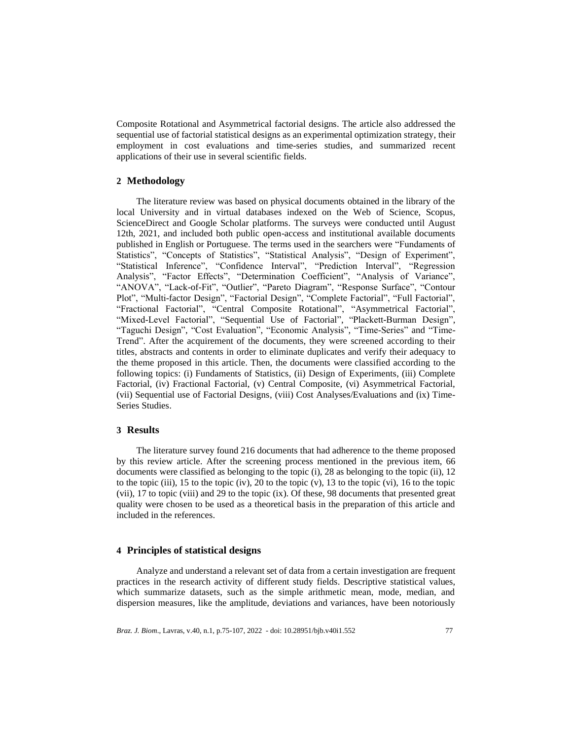Composite Rotational and Asymmetrical factorial designs. The article also addressed the sequential use of factorial statistical designs as an experimental optimization strategy, their employment in cost evaluations and time-series studies, and summarized recent applications of their use in several scientific fields.

## 2 Methodology

The literature review was based on physical documents obtained in the library of the local University and in virtual databases indexed on the Web of Science, Scopus, ScienceDirect and Google Scholar platforms. The surveys were conducted until August 12th, 2021, and included both public open-access and institutional available documents published in English or Portuguese. The terms used in the searchers were "Fundaments of Statistics", "Concepts of Statistics", "Statistical Analysis", "Design of Experiment", "Statistical Inference", "Confidence Interval", "Prediction Interval", "Regression Analysis", "Factor Effects", "Determination Coefficient", "Analysis of Variance", "ANOVA", "Lack-of-Fit", "Outlier", "Pareto Diagram", "Response Surface", "Contour Plot", "Multi-factor Design", "Factorial Design", "Complete Factorial", "Full Factorial", "Fractional Factorial", "Central Composite Rotational", "Asymmetrical Factorial", "Mixed-Level Factorial", "Sequential Use of Factorial", "Plackett-Burman Design", "Taguchi Design", "Cost Evaluation", "Economic Analysis", "Time-Series" and "Time-Trend". After the acquirement of the documents, they were screened according to their titles, abstracts and contents in order to eliminate duplicates and verify their adequacy to the theme proposed in this article. Then, the documents were classified according to the following topics: (i) Fundaments of Statistics, (ii) Design of Experiments, (iii) Complete Factorial, (iv) Fractional Factorial, (v) Central Composite, (vi) Asymmetrical Factorial, (vii) Sequential use of Factorial Designs, (viii) Cost Analyses/Evaluations and (ix) Time-Series Studies.

## 3 Results

The literature survey found 216 documents that had adherence to the theme proposed by this review article. After the screening process mentioned in the previous item, 66 documents were classified as belonging to the topic (i), 28 as belonging to the topic (ii), 12 to the topic (iii), 15 to the topic (iv), 20 to the topic (v), 13 to the topic (vi), 16 to the topic (vii), 17 to topic (viii) and 29 to the topic (ix). Of these, 98 documents that presented great quality were chosen to be used as a theoretical basis in the preparation of this article and included in the references.

## 4 Principles of statistical designs

Analyze and understand a relevant set of data from a certain investigation are frequent practices in the research activity of different study fields. Descriptive statistical values, which summarize datasets, such as the simple arithmetic mean, mode, median, and dispersion measures, like the amplitude, deviations and variances, have been notoriously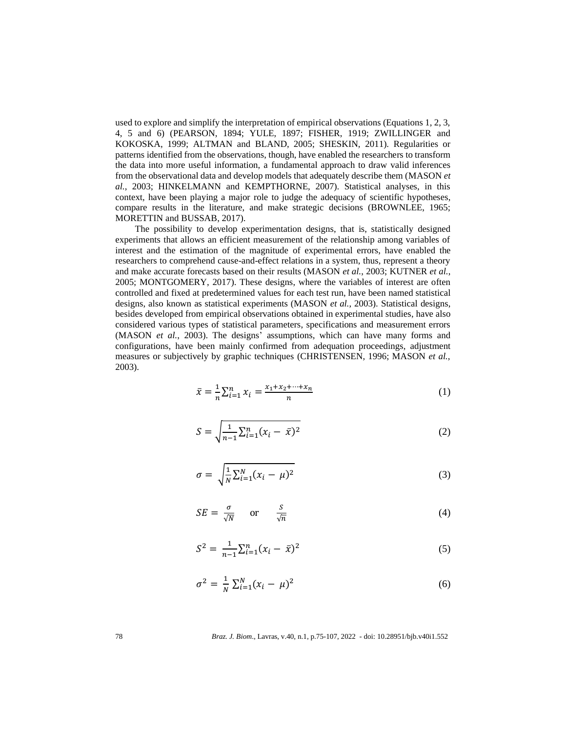used to explore and simplify the interpretation of empirical observations (Equations 1, 2, 3, 4, 5 and 6) (PEARSON, 1894; YULE, 1897; FISHER, 1919; ZWILLINGER and KOKOSKA, 1999; ALTMAN and BLAND, 2005; SHESKIN, 2011). Regularities or patterns identified from the observations, though, have enabled the researchers to transform the data into more useful information, a fundamental approach to draw valid inferences from the observational data and develop models that adequately describe them (MASON *et al.*, 2003; HINKELMANN and KEMPTHORNE, 2007). Statistical analyses, in this context, have been playing a major role to judge the adequacy of scientific hypotheses, compare results in the literature, and make strategic decisions (BROWNLEE, 1965; MORETTIN and BUSSAB, 2017).

The possibility to develop experimentation designs, that is, statistically designed experiments that allows an efficient measurement of the relationship among variables of interest and the estimation of the magnitude of experimental errors, have enabled the researchers to comprehend cause-and-effect relations in a system, thus, represent a theory and make accurate forecasts based on their results (MASON *et al.*, 2003; KUTNER *et al.*, 2005; MONTGOMERY, 2017). These designs, where the variables of interest are often controlled and fixed at predetermined values for each test run, have been named statistical designs, also known as statistical experiments (MASON *et al.*, 2003). Statistical designs, besides developed from empirical observations obtained in experimental studies, have also considered various types of statistical parameters, specifications and measurement errors (MASON *et al.*, 2003). The designs' assumptions, which can have many forms and configurations, have been mainly confirmed from adequation proceedings, adjustment measures or subjectively by graphic techniques (CHRISTENSEN, 1996; MASON *et al.*, 2003).

$$\bar{x} = \frac{1}{n}\sum_{i=1}^{n} x_i = \frac{x_1 + x_2 + \cdots + x_n}{n} \tag{1}$$

$$S = \sqrt{\frac{1}{n-1}\sum_{i=1}^{n}(x_i - \bar{x})^2} \tag{2}$$

$$\sigma = \sqrt{\frac{1}{N}\sum_{i=1}^{N}(x_i - \mu)^2} \tag{3}$$

$$SE = \frac{\sigma}{\sqrt{N}} \quad \text{or} \quad \frac{S}{\sqrt{n}} \tag{4}$$

$$S^2 = \frac{1}{n-1}\sum_{i=1}^{n}(x_i - \bar{x})^2 \tag{5}$$

$$\sigma^2 = \frac{1}{N}\sum_{i=1}^{N}(x_i - \mu)^2 \tag{6}$$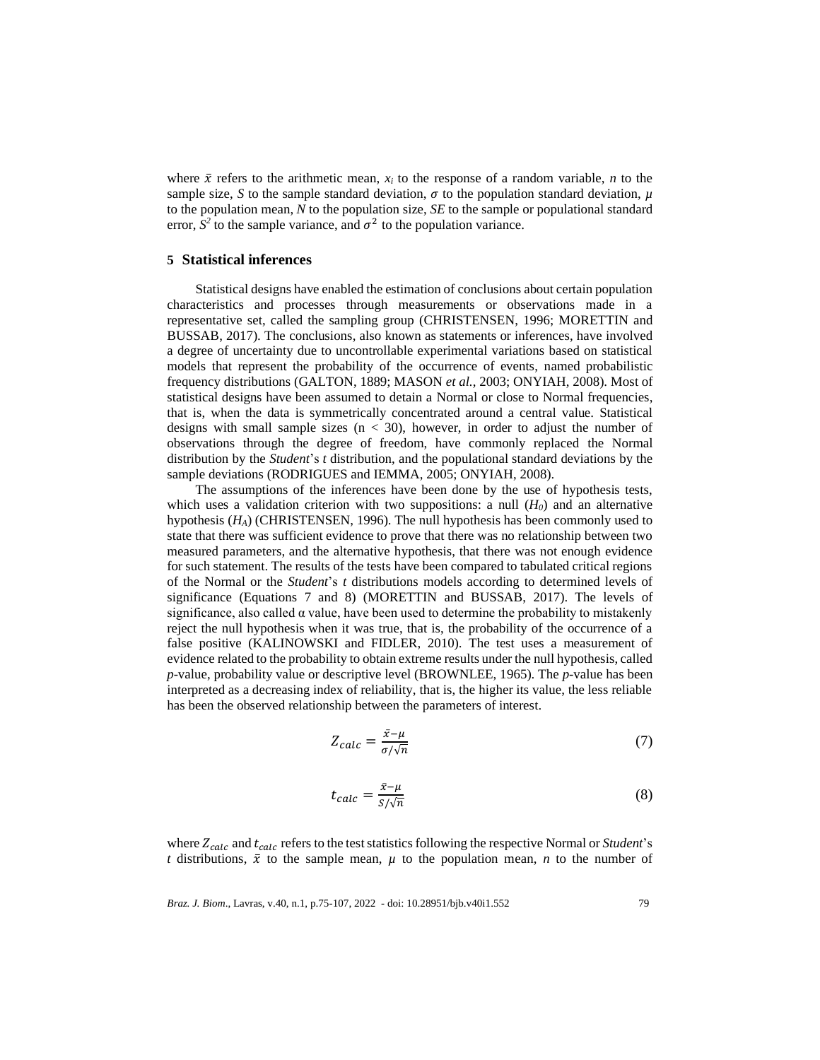where $\bar{x}$ refers to the arithmetic mean, $x_i$ to the response of a random variable, $n$ to the sample size, $S$ to the sample standard deviation, $\sigma$ to the population standard deviation, $\mu$ to the population mean, $N$ to the population size, $SE$ to the sample or populational standard error, $S^2$ to the sample variance, and $\sigma^2$ to the population variance.

## 5 Statistical inferences

Statistical designs have enabled the estimation of conclusions about certain population characteristics and processes through measurements or observations made in a representative set, called the sampling group (CHRISTENSEN, 1996; MORETTIN and BUSSAB, 2017). The conclusions, also known as statements or inferences, have involved a degree of uncertainty due to uncontrollable experimental variations based on statistical models that represent the probability of the occurrence of events, named probabilistic frequency distributions (GALTON, 1889; MASON *et al.*, 2003; ONYIAH, 2008). Most of statistical designs have been assumed to detain a Normal or close to Normal frequencies, that is, when the data is symmetrically concentrated around a central value. Statistical designs with small sample sizes ($n < 30$), however, in order to adjust the number of observations through the degree of freedom, have commonly replaced the Normal distribution by the *Student*'s *t* distribution, and the populational standard deviations by the sample deviations (RODRIGUES and IEMMA, 2005; ONYIAH, 2008).

The assumptions of the inferences have been done by the use of hypothesis tests, which uses a validation criterion with two suppositions: a null ($H_0$) and an alternative hypothesis ($H_A$) (CHRISTENSEN, 1996). The null hypothesis has been commonly used to state that there was sufficient evidence to prove that there was no relationship between two measured parameters, and the alternative hypothesis, that there was not enough evidence for such statement. The results of the tests have been compared to tabulated critical regions of the Normal or the *Student*'s *t* distributions models according to determined levels of significance (Equations 7 and 8) (MORETTIN and BUSSAB, 2017). The levels of significance, also called α value, have been used to determine the probability to mistakenly reject the null hypothesis when it was true, that is, the probability of the occurrence of a false positive (KALINOWSKI and FIDLER, 2010). The test uses a measurement of evidence related to the probability to obtain extreme results under the null hypothesis, called *p*-value, probability value or descriptive level (BROWNLEE, 1965). The *p*-value has been interpreted as a decreasing index of reliability, that is, the higher its value, the less reliable has been the observed relationship between the parameters of interest.

$$Z_{calc} = \frac{\bar{x}-\mu}{\sigma/\sqrt{n}} \tag{7}$$

$$t_{calc} = \frac{\bar{x}-\mu}{S/\sqrt{n}} \tag{8}$$

where $Z_{calc}$ and $t_{calc}$ refers to the test statistics following the respective Normal or *Student*'s *t* distributions, $\bar{x}$ to the sample mean, $\mu$ to the population mean, $n$ to the number of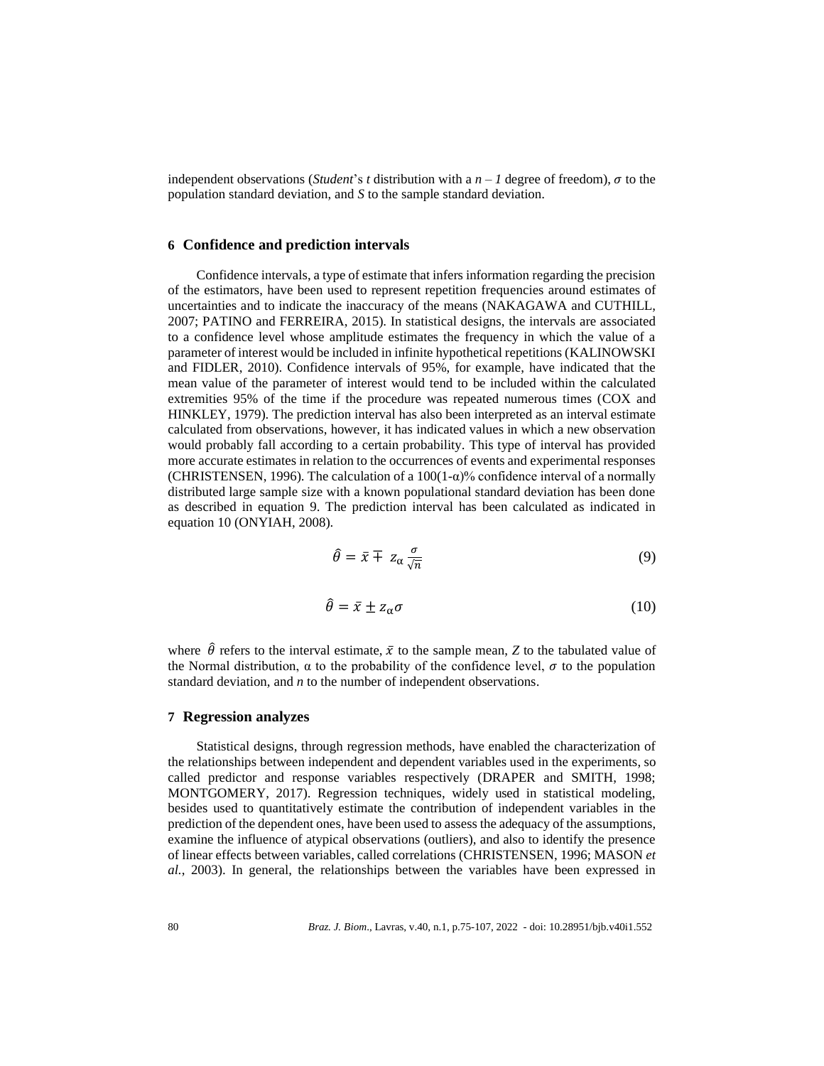independent observations (*Student*'s *t* distribution with a $n - 1$ degree of freedom), $\sigma$ to the population standard deviation, and *S* to the sample standard deviation.

## 6 Confidence and prediction intervals

Confidence intervals, a type of estimate that infers information regarding the precision of the estimators, have been used to represent repetition frequencies around estimates of uncertainties and to indicate the inaccuracy of the means (NAKAGAWA and CUTHILL, 2007; PATINO and FERREIRA, 2015). In statistical designs, the intervals are associated to a confidence level whose amplitude estimates the frequency in which the value of a parameter of interest would be included in infinite hypothetical repetitions (KALINOWSKI and FIDLER, 2010). Confidence intervals of 95%, for example, have indicated that the mean value of the parameter of interest would tend to be included within the calculated extremities 95% of the time if the procedure was repeated numerous times (COX and HINKLEY, 1979). The prediction interval has also been interpreted as an interval estimate calculated from observations, however, it has indicated values in which a new observation would probably fall according to a certain probability. This type of interval has provided more accurate estimates in relation to the occurrences of events and experimental responses (CHRISTENSEN, 1996). The calculation of a $100(1-\alpha)\%$ confidence interval of a normally distributed large sample size with a known populational standard deviation has been done as described in equation 9. The prediction interval has been calculated as indicated in equation 10 (ONYIAH, 2008).

$$\hat{\theta} = \bar{x} \mp z_{\alpha} \frac{\sigma}{\sqrt{n}} \tag{9}$$

$$\hat{\theta} = \bar{x} \pm z_{\alpha} \sigma \tag{10}$$

where $\hat{\theta}$ refers to the interval estimate, $\bar{x}$ to the sample mean, *Z* to the tabulated value of the Normal distribution, $\alpha$ to the probability of the confidence level, $\sigma$ to the population standard deviation, and *n* to the number of independent observations.

## 7 Regression analyzes

Statistical designs, through regression methods, have enabled the characterization of the relationships between independent and dependent variables used in the experiments, so called predictor and response variables respectively (DRAPER and SMITH, 1998; MONTGOMERY, 2017). Regression techniques, widely used in statistical modeling, besides used to quantitatively estimate the contribution of independent variables in the prediction of the dependent ones, have been used to assess the adequacy of the assumptions, examine the influence of atypical observations (outliers), and also to identify the presence of linear effects between variables, called correlations (CHRISTENSEN, 1996; MASON *et al.*, 2003). In general, the relationships between the variables have been expressed in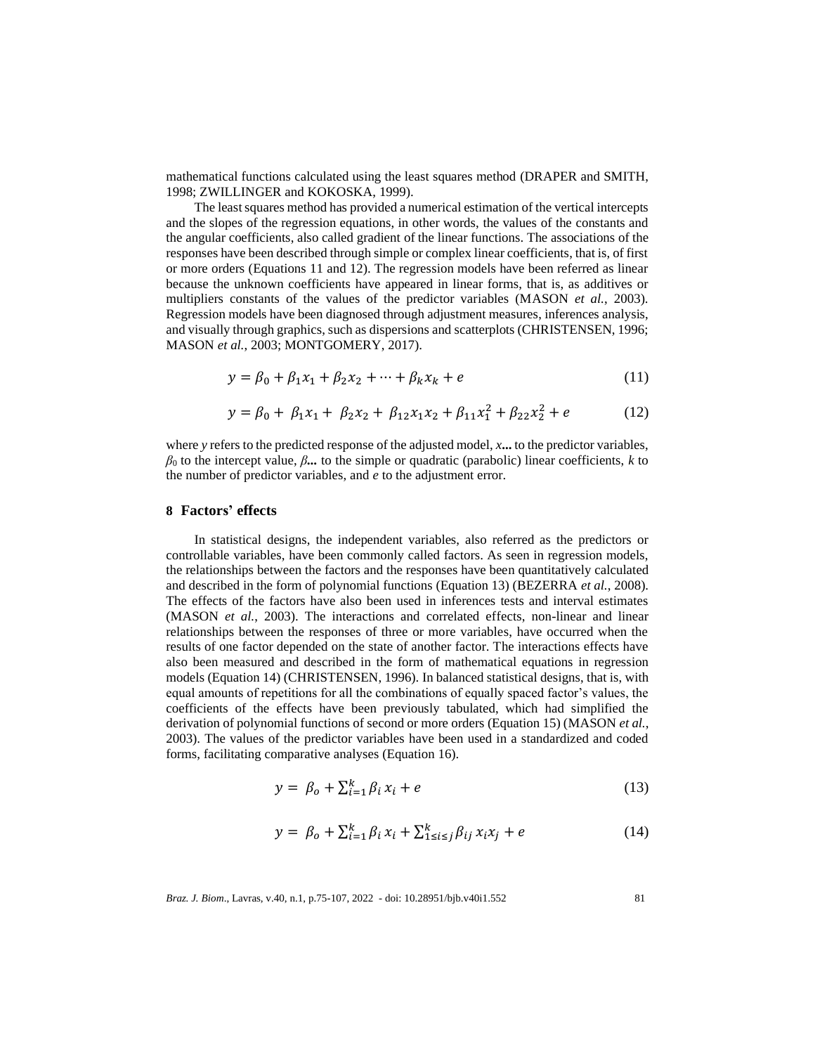mathematical functions calculated using the least squares method (DRAPER and SMITH, 1998; ZWILLINGER and KOKOSKA, 1999).

The least squares method has provided a numerical estimation of the vertical intercepts and the slopes of the regression equations, in other words, the values of the constants and the angular coefficients, also called gradient of the linear functions. The associations of the responses have been described through simple or complex linear coefficients, that is, of first or more orders (Equations 11 and 12). The regression models have been referred as linear because the unknown coefficients have appeared in linear forms, that is, as additives or multipliers constants of the values of the predictor variables (MASON *et al.*, 2003). Regression models have been diagnosed through adjustment measures, inferences analysis, and visually through graphics, such as dispersions and scatterplots (CHRISTENSEN, 1996; MASON *et al.*, 2003; MONTGOMERY, 2017).

$$y = \beta_0 + \beta_1 x_1 + \beta_2 x_2 + \cdots + \beta_k x_k + e \tag{11}$$

$$y = \beta_0 + \beta_1 x_1 + \beta_2 x_2 + \beta_{12} x_1 x_2 + \beta_{11} x_1^2 + \beta_{22} x_2^2 + e \tag{12}$$

where $y$ refers to the predicted response of the adjusted model, $x$**...** to the predictor variables, $\beta_0$ to the intercept value, $\beta$**...** to the simple or quadratic (parabolic) linear coefficients, $k$ to the number of predictor variables, and $e$ to the adjustment error.

## 8 Factors' effects

In statistical designs, the independent variables, also referred as the predictors or controllable variables, have been commonly called factors. As seen in regression models, the relationships between the factors and the responses have been quantitatively calculated and described in the form of polynomial functions (Equation 13) (BEZERRA *et al.*, 2008). The effects of the factors have also been used in inferences tests and interval estimates (MASON *et al.*, 2003). The interactions and correlated effects, non-linear and linear relationships between the responses of three or more variables, have occurred when the results of one factor depended on the state of another factor. The interactions effects have also been measured and described in the form of mathematical equations in regression models (Equation 14) (CHRISTENSEN, 1996). In balanced statistical designs, that is, with equal amounts of repetitions for all the combinations of equally spaced factor's values, the coefficients of the effects have been previously tabulated, which had simplified the derivation of polynomial functions of second or more orders (Equation 15) (MASON *et al.*, 2003). The values of the predictor variables have been used in a standardized and coded forms, facilitating comparative analyses (Equation 16).

$$y = \beta_o + \sum_{i=1}^{k} \beta_i x_i + e \tag{13}$$

$$y = \beta_o + \sum_{i=1}^{k} \beta_i x_i + \sum_{1 \leq i \leq j}^{k} \beta_{ij} x_i x_j + e \tag{14}$$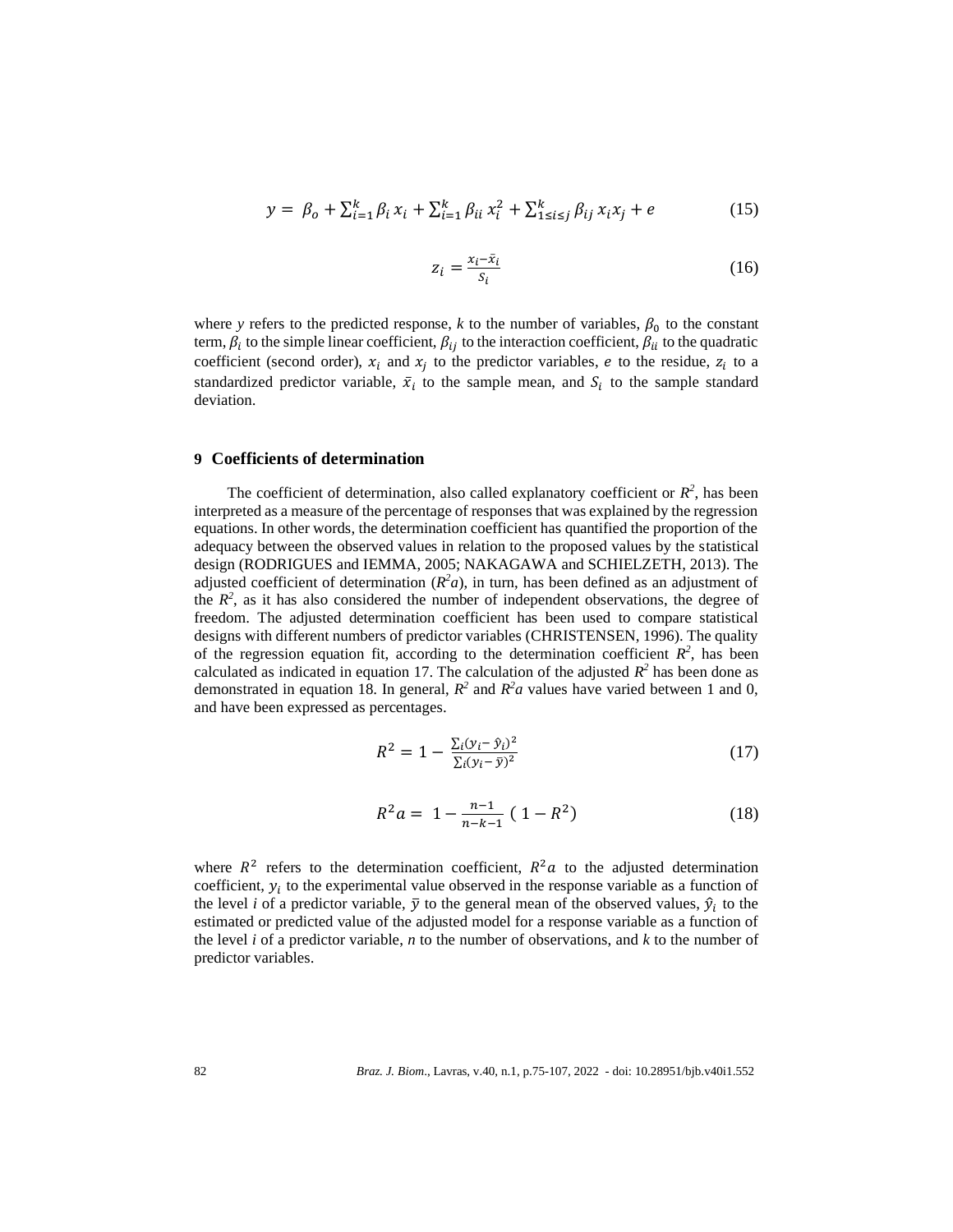$$y = \beta_o + \sum_{i=1}^{k} \beta_i x_i + \sum_{i=1}^{k} \beta_{ii} x_i^2 + \sum_{1 \leq i \leq j}^{k} \beta_{ij} x_i x_j + e \tag{15}$$

$$z_i = \frac{x_i - \bar{x}_i}{S_i} \tag{16}$$

where *y* refers to the predicted response, *k* to the number of variables, $\beta_0$ to the constant term, $\beta_i$ to the simple linear coefficient, $\beta_{ij}$ to the interaction coefficient, $\beta_{ii}$ to the quadratic coefficient (second order), $x_i$ and $x_j$ to the predictor variables, *e* to the residue, $z_i$ to a standardized predictor variable, $\bar{x}_i$ to the sample mean, and $S_i$ to the sample standard deviation.

## 9 Coefficients of determination

The coefficient of determination, also called explanatory coefficient or $R^2$, has been interpreted as a measure of the percentage of responses that was explained by the regression equations. In other words, the determination coefficient has quantified the proportion of the adequacy between the observed values in relation to the proposed values by the statistical design (RODRIGUES and IEMMA, 2005; NAKAGAWA and SCHIELZETH, 2013). The adjusted coefficient of determination ($R^2a$), in turn, has been defined as an adjustment of the $R^2$, as it has also considered the number of independent observations, the degree of freedom. The adjusted determination coefficient has been used to compare statistical designs with different numbers of predictor variables (CHRISTENSEN, 1996). The quality of the regression equation fit, according to the determination coefficient $R^2$, has been calculated as indicated in equation 17. The calculation of the adjusted $R^2$ has been done as demonstrated in equation 18. In general, $R^2$ and $R^2a$ values have varied between 1 and 0, and have been expressed as percentages.

$$R^2 = 1 - \frac{\sum_i (y_i - \hat{y}_i)^2}{\sum_i (y_i - \bar{y})^2} \tag{17}$$

$$R^2a = 1 - \frac{n-1}{n-k-1} \left( 1 - R^2 \right) \tag{18}$$

where $R^2$ refers to the determination coefficient, $R^2a$ to the adjusted determination coefficient, $y_i$ to the experimental value observed in the response variable as a function of the level *i* of a predictor variable, $\bar{y}$ to the general mean of the observed values, $\hat{y}_i$ to the estimated or predicted value of the adjusted model for a response variable as a function of the level *i* of a predictor variable, *n* to the number of observations, and *k* to the number of predictor variables.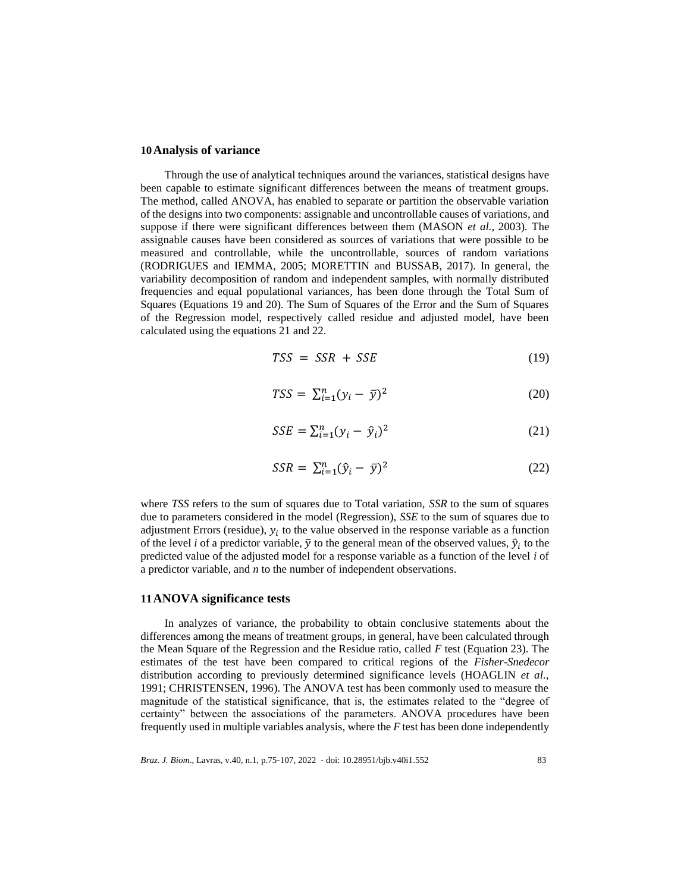## 10 Analysis of variance

Through the use of analytical techniques around the variances, statistical designs have been capable to estimate significant differences between the means of treatment groups. The method, called ANOVA, has enabled to separate or partition the observable variation of the designs into two components: assignable and uncontrollable causes of variations, and suppose if there were significant differences between them (MASON *et al.*, 2003). The assignable causes have been considered as sources of variations that were possible to be measured and controllable, while the uncontrollable, sources of random variations (RODRIGUES and IEMMA, 2005; MORETTIN and BUSSAB, 2017). In general, the variability decomposition of random and independent samples, with normally distributed frequencies and equal populational variances, has been done through the Total Sum of Squares (Equations 19 and 20). The Sum of Squares of the Error and the Sum of Squares of the Regression model, respectively called residue and adjusted model, have been calculated using the equations 21 and 22.

$$TSS = SSR + SSE \tag{19}$$

$$TSS = \sum_{i=1}^{n}(y_i - \bar{y})^2 \tag{20}$$

$$SSE = \sum_{i=1}^{n}(y_i - \hat{y}_i)^2 \tag{21}$$

$$SSR = \sum_{i=1}^{n}(\hat{y}_i - \bar{y})^2 \tag{22}$$

where *TSS* refers to the sum of squares due to Total variation, *SSR* to the sum of squares due to parameters considered in the model (Regression), *SSE* to the sum of squares due to adjustment Errors (residue), $y_i$ to the value observed in the response variable as a function of the level *i* of a predictor variable, $\bar{y}$ to the general mean of the observed values, $\hat{y}_i$ to the predicted value of the adjusted model for a response variable as a function of the level *i* of a predictor variable, and *n* to the number of independent observations.

## 11 ANOVA significance tests

In analyzes of variance, the probability to obtain conclusive statements about the differences among the means of treatment groups, in general, have been calculated through the Mean Square of the Regression and the Residue ratio, called *F* test (Equation 23). The estimates of the test have been compared to critical regions of the *Fisher-Snedecor* distribution according to previously determined significance levels (HOAGLIN *et al.*, 1991; CHRISTENSEN, 1996). The ANOVA test has been commonly used to measure the magnitude of the statistical significance, that is, the estimates related to the "degree of certainty" between the associations of the parameters. ANOVA procedures have been frequently used in multiple variables analysis, where the *F* test has been done independently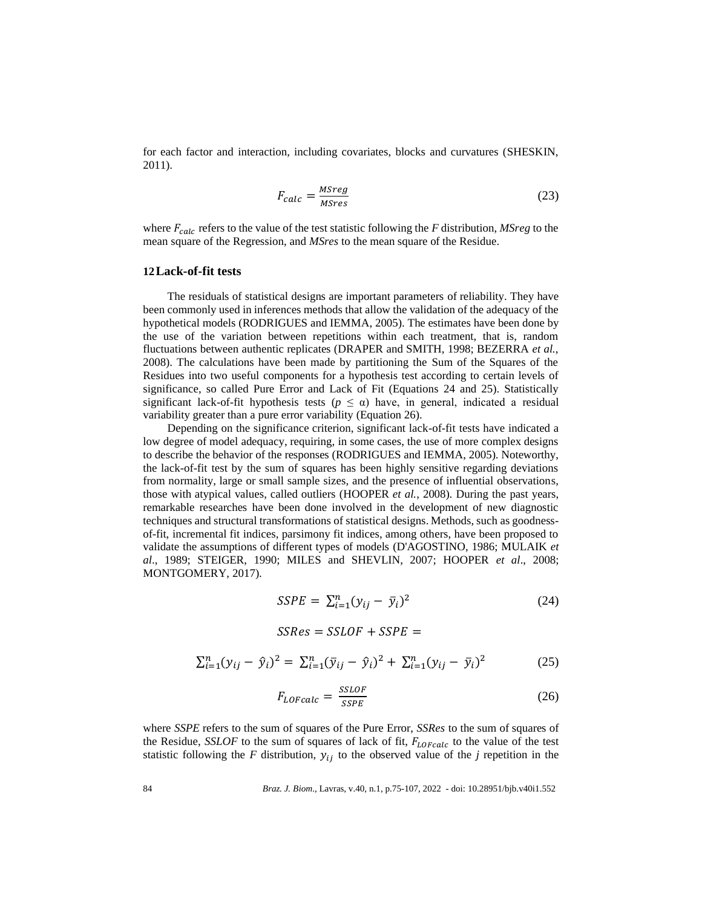for each factor and interaction, including covariates, blocks and curvatures (SHESKIN, 2011).

$$F_{calc} = \frac{MSreg}{MSres} \tag{23}$$

where $F_{calc}$ refers to the value of the test statistic following the *F* distribution, *MSreg* to the mean square of the Regression, and *MSres* to the mean square of the Residue.

## 12 Lack-of-fit tests

The residuals of statistical designs are important parameters of reliability. They have been commonly used in inferences methods that allow the validation of the adequacy of the hypothetical models (RODRIGUES and IEMMA, 2005). The estimates have been done by the use of the variation between repetitions within each treatment, that is, random fluctuations between authentic replicates (DRAPER and SMITH, 1998; BEZERRA *et al.*, 2008). The calculations have been made by partitioning the Sum of the Squares of the Residues into two useful components for a hypothesis test according to certain levels of significance, so called Pure Error and Lack of Fit (Equations 24 and 25). Statistically significant lack-of-fit hypothesis tests ($p \leq \alpha$) have, in general, indicated a residual variability greater than a pure error variability (Equation 26).

Depending on the significance criterion, significant lack-of-fit tests have indicated a low degree of model adequacy, requiring, in some cases, the use of more complex designs to describe the behavior of the responses (RODRIGUES and IEMMA, 2005). Noteworthy, the lack-of-fit test by the sum of squares has been highly sensitive regarding deviations from normality, large or small sample sizes, and the presence of influential observations, those with atypical values, called outliers (HOOPER *et al.*, 2008). During the past years, remarkable researches have been done involved in the development of new diagnostic techniques and structural transformations of statistical designs. Methods, such as goodness-of-fit, incremental fit indices, parsimony fit indices, among others, have been proposed to validate the assumptions of different types of models (D'AGOSTINO, 1986; MULAIK *et al*., 1989; STEIGER, 1990; MILES and SHEVLIN, 2007; HOOPER *et al*., 2008; MONTGOMERY, 2017).

$$SSPE = \sum_{i=1}^{n}(y_{ij} - \bar{y}_i)^2 \tag{24}$$

$$SSRes = SSLOF + SSPE =$$

$$\sum_{i=1}^{n}(y_{ij} - \hat{y}_i)^2 = \sum_{i=1}^{n}(\bar{y}_{ij} - \hat{y}_i)^2 + \sum_{i=1}^{n}(y_{ij} - \bar{y}_i)^2 \tag{25}$$

$$F_{LOFcalc} = \frac{SSLOF}{SSPE} \tag{26}$$

where *SSPE* refers to the sum of squares of the Pure Error, *SSRes* to the sum of squares of the Residue, *SSLOF* to the sum of squares of lack of fit, $F_{LOFcalc}$ to the value of the test statistic following the *F* distribution, $y_{ij}$ to the observed value of the *j* repetition in the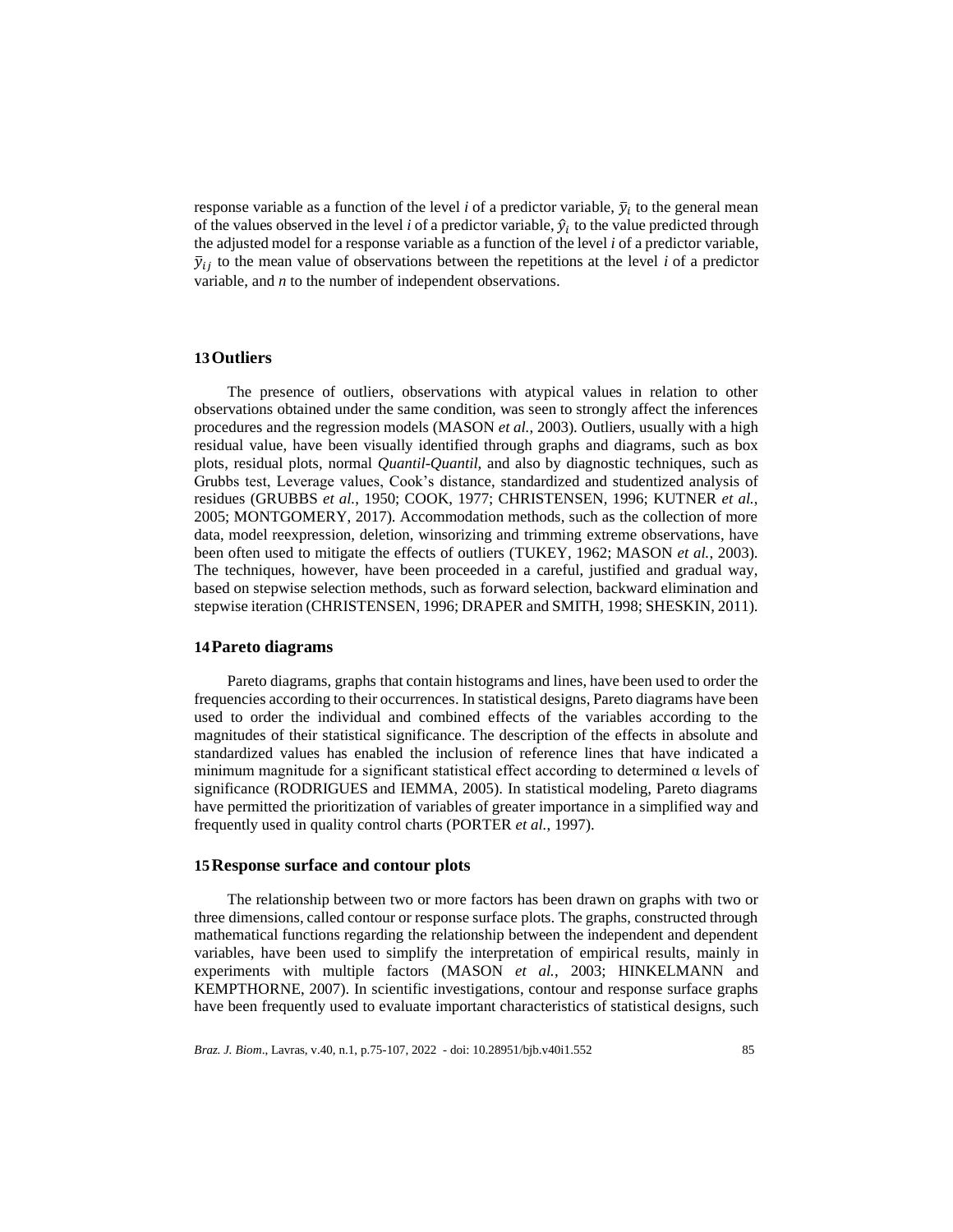response variable as a function of the level *i* of a predictor variable, $\bar{y}_i$ to the general mean of the values observed in the level *i* of a predictor variable, $\hat{y}_i$ to the value predicted through the adjusted model for a response variable as a function of the level *i* of a predictor variable, $\bar{y}_{ij}$ to the mean value of observations between the repetitions at the level *i* of a predictor variable, and *n* to the number of independent observations.

## 13 Outliers

The presence of outliers, observations with atypical values in relation to other observations obtained under the same condition, was seen to strongly affect the inferences procedures and the regression models (MASON *et al.*, 2003). Outliers, usually with a high residual value, have been visually identified through graphs and diagrams, such as box plots, residual plots, normal *Quantil-Quantil*, and also by diagnostic techniques, such as Grubbs test, Leverage values, Cook's distance, standardized and studentized analysis of residues (GRUBBS *et al.*, 1950; COOK, 1977; CHRISTENSEN, 1996; KUTNER *et al.*, 2005; MONTGOMERY, 2017). Accommodation methods, such as the collection of more data, model reexpression, deletion, winsorizing and trimming extreme observations, have been often used to mitigate the effects of outliers (TUKEY, 1962; MASON *et al.*, 2003). The techniques, however, have been proceeded in a careful, justified and gradual way, based on stepwise selection methods, such as forward selection, backward elimination and stepwise iteration (CHRISTENSEN, 1996; DRAPER and SMITH, 1998; SHESKIN, 2011).

## 14 Pareto diagrams

Pareto diagrams, graphs that contain histograms and lines, have been used to order the frequencies according to their occurrences. In statistical designs, Pareto diagrams have been used to order the individual and combined effects of the variables according to the magnitudes of their statistical significance. The description of the effects in absolute and standardized values has enabled the inclusion of reference lines that have indicated a minimum magnitude for a significant statistical effect according to determined α levels of significance (RODRIGUES and IEMMA, 2005). In statistical modeling, Pareto diagrams have permitted the prioritization of variables of greater importance in a simplified way and frequently used in quality control charts (PORTER *et al.*, 1997).

## 15 Response surface and contour plots

The relationship between two or more factors has been drawn on graphs with two or three dimensions, called contour or response surface plots. The graphs, constructed through mathematical functions regarding the relationship between the independent and dependent variables, have been used to simplify the interpretation of empirical results, mainly in experiments with multiple factors (MASON *et al.*, 2003; HINKELMANN and KEMPTHORNE, 2007). In scientific investigations, contour and response surface graphs have been frequently used to evaluate important characteristics of statistical designs, such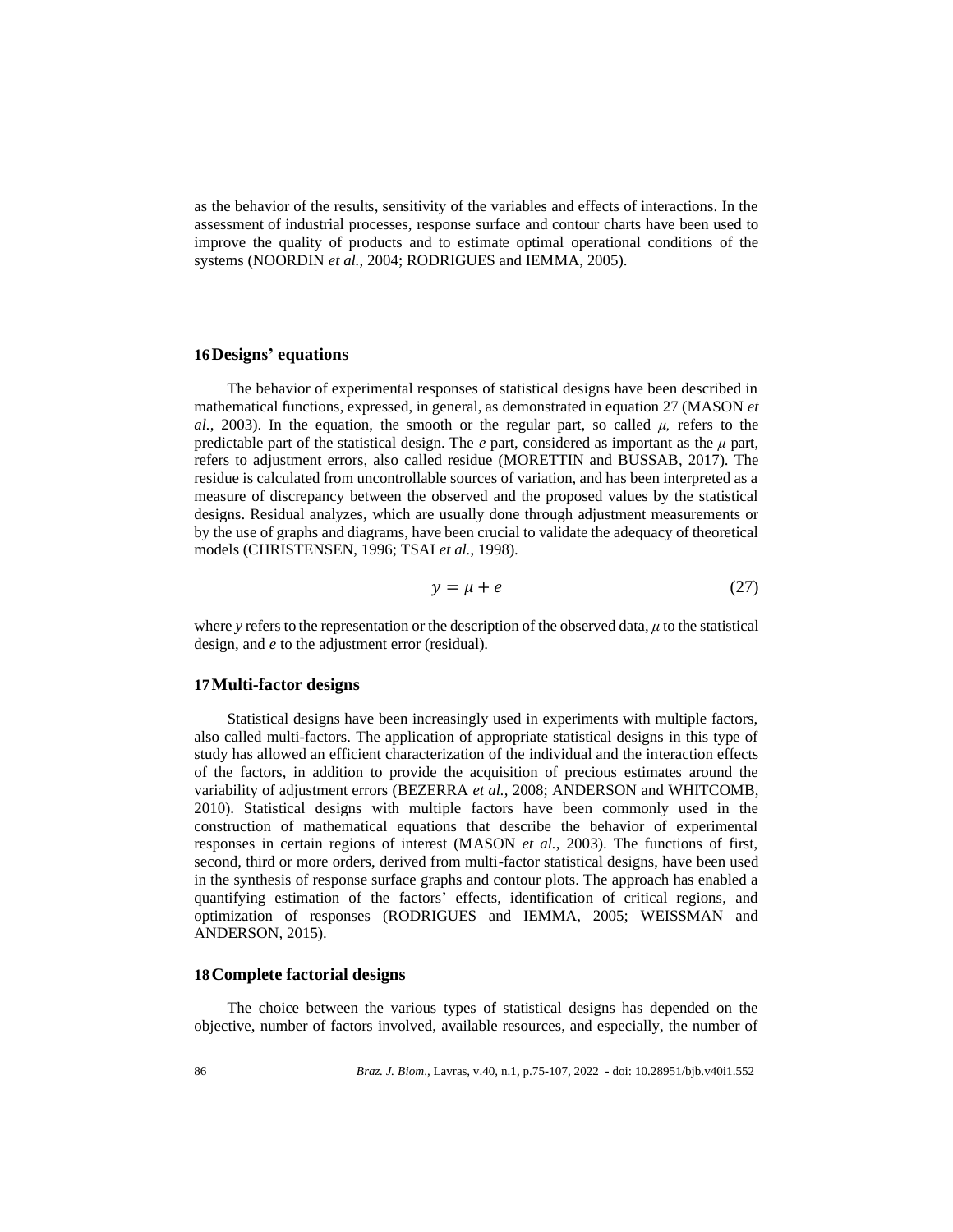as the behavior of the results, sensitivity of the variables and effects of interactions. In the assessment of industrial processes, response surface and contour charts have been used to improve the quality of products and to estimate optimal operational conditions of the systems (NOORDIN *et al.*, 2004; RODRIGUES and IEMMA, 2005).

## 16 Designs' equations

The behavior of experimental responses of statistical designs have been described in mathematical functions, expressed, in general, as demonstrated in equation 27 (MASON *et al.*, 2003). In the equation, the smooth or the regular part, so called $\mu$, refers to the predictable part of the statistical design. The $e$ part, considered as important as the $\mu$ part, refers to adjustment errors, also called residue (MORETTIN and BUSSAB, 2017). The residue is calculated from uncontrollable sources of variation, and has been interpreted as a measure of discrepancy between the observed and the proposed values by the statistical designs. Residual analyzes, which are usually done through adjustment measurements or by the use of graphs and diagrams, have been crucial to validate the adequacy of theoretical models (CHRISTENSEN, 1996; TSAI *et al.*, 1998).

$$y = \mu + e \tag{27}$$

where $y$ refers to the representation or the description of the observed data, $\mu$ to the statistical design, and $e$ to the adjustment error (residual).

## 17 Multi-factor designs

Statistical designs have been increasingly used in experiments with multiple factors, also called multi-factors. The application of appropriate statistical designs in this type of study has allowed an efficient characterization of the individual and the interaction effects of the factors, in addition to provide the acquisition of precious estimates around the variability of adjustment errors (BEZERRA *et al.*, 2008; ANDERSON and WHITCOMB, 2010). Statistical designs with multiple factors have been commonly used in the construction of mathematical equations that describe the behavior of experimental responses in certain regions of interest (MASON *et al.*, 2003). The functions of first, second, third or more orders, derived from multi-factor statistical designs, have been used in the synthesis of response surface graphs and contour plots. The approach has enabled a quantifying estimation of the factors' effects, identification of critical regions, and optimization of responses (RODRIGUES and IEMMA, 2005; WEISSMAN and ANDERSON, 2015).

## 18 Complete factorial designs

The choice between the various types of statistical designs has depended on the objective, number of factors involved, available resources, and especially, the number of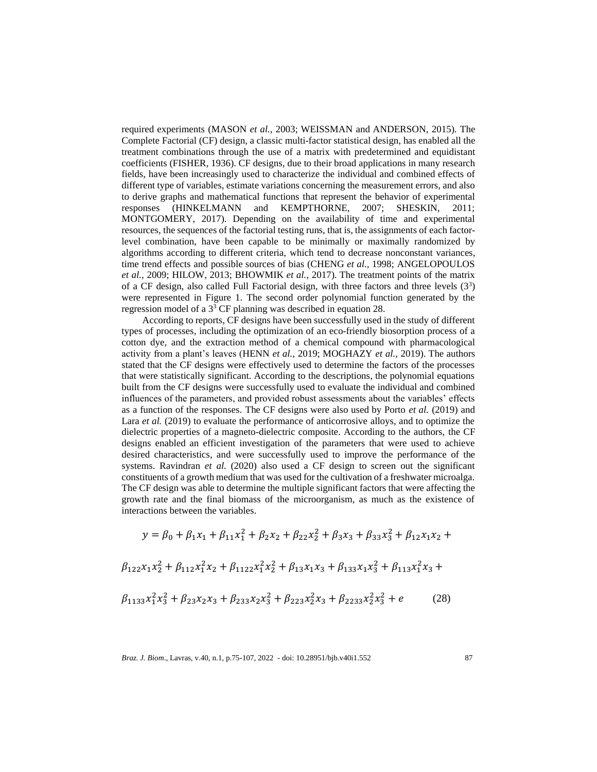required experiments (MASON *et al.*, 2003; WEISSMAN and ANDERSON, 2015). The Complete Factorial (CF) design, a classic multi-factor statistical design, has enabled all the treatment combinations through the use of a matrix with predetermined and equidistant coefficients (FISHER, 1936). CF designs, due to their broad applications in many research fields, have been increasingly used to characterize the individual and combined effects of different type of variables, estimate variations concerning the measurement errors, and also to derive graphs and mathematical functions that represent the behavior of experimental responses (HINKELMANN and KEMPTHORNE, 2007; SHESKIN, 2011; MONTGOMERY, 2017). Depending on the availability of time and experimental resources, the sequences of the factorial testing runs, that is, the assignments of each factor-level combination, have been capable to be minimally or maximally randomized by algorithms according to different criteria, which tend to decrease nonconstant variances, time trend effects and possible sources of bias (CHENG *et al.*, 1998; ANGELOPOULOS *et al.*, 2009; HILOW, 2013; BHOWMIK *et al.*, 2017). The treatment points of the matrix of a CF design, also called Full Factorial design, with three factors and three levels ($3^3$) were represented in Figure 1. The second order polynomial function generated by the regression model of a $3^3$ CF planning was described in equation 28.

According to reports, CF designs have been successfully used in the study of different types of processes, including the optimization of an eco-friendly biosorption process of a cotton dye, and the extraction method of a chemical compound with pharmacological activity from a plant's leaves (HENN *et al.*, 2019; MOGHAZY *et al.*, 2019). The authors stated that the CF designs were effectively used to determine the factors of the processes that were statistically significant. According to the descriptions, the polynomial equations built from the CF designs were successfully used to evaluate the individual and combined influences of the parameters, and provided robust assessments about the variables' effects as a function of the responses. The CF designs were also used by Porto *et al.* (2019) and Lara *et al.* (2019) to evaluate the performance of anticorrosive alloys, and to optimize the dielectric properties of a magneto-dielectric composite. According to the authors, the CF designs enabled an efficient investigation of the parameters that were used to achieve desired characteristics, and were successfully used to improve the performance of the systems. Ravindran *et al.* (2020) also used a CF design to screen out the significant constituents of a growth medium that was used for the cultivation of a freshwater microalga. The CF design was able to determine the multiple significant factors that were affecting the growth rate and the final biomass of the microorganism, as much as the existence of interactions between the variables.

$$y = \beta_0 + \beta_1 x_1 + \beta_{11} x_1^2 + \beta_2 x_2 + \beta_{22} x_2^2 + \beta_3 x_3 + \beta_{33} x_3^2 + \beta_{12} x_1 x_2 + \beta_{122} x_1 x_2^2 + \beta_{112} x_1^2 x_2 + \beta_{1122} x_1^2 x_2^2 + \beta_{13} x_1 x_3 + \beta_{133} x_1 x_3^2 + \beta_{113} x_1^2 x_3 + \beta_{1133} x_1^2 x_3^2 + \beta_{23} x_2 x_3 + \beta_{233} x_2 x_3^2 + \beta_{223} x_2^2 x_3 + \beta_{2233} x_2^2 x_3^2 + e \tag{28}$$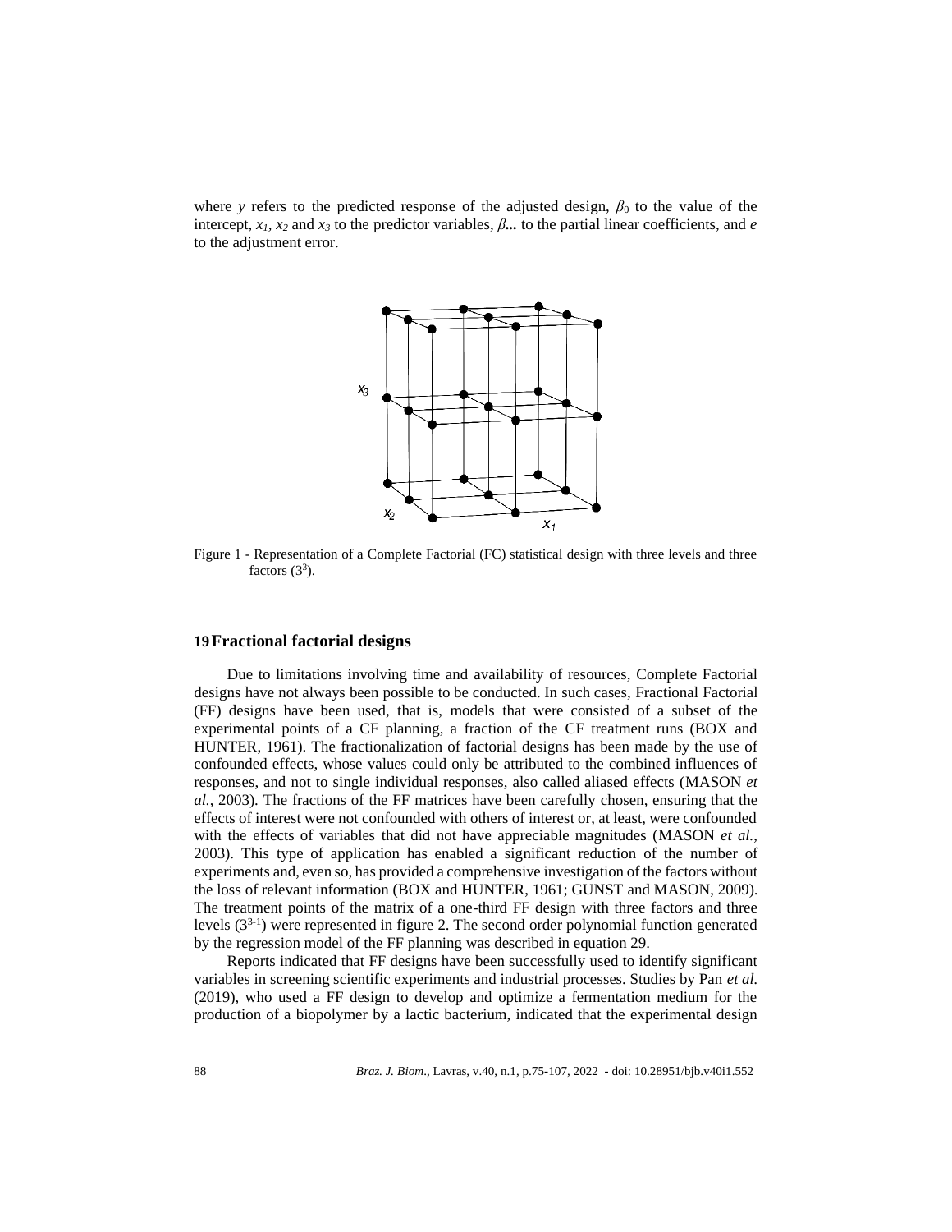where $y$ refers to the predicted response of the adjusted design, $\beta_0$ to the value of the intercept, $x_1$, $x_2$ and $x_3$ to the predictor variables, $\beta$... to the partial linear coefficients, and $e$ to the adjustment error.

Figure 1 - Representation of a Complete Factorial (FC) statistical design with three levels and three factors ($3^3$).

## 19 Fractional factorial designs

Due to limitations involving time and availability of resources, Complete Factorial designs have not always been possible to be conducted. In such cases, Fractional Factorial (FF) designs have been used, that is, models that were consisted of a subset of the experimental points of a CF planning, a fraction of the CF treatment runs (BOX and HUNTER, 1961). The fractionalization of factorial designs has been made by the use of confounded effects, whose values could only be attributed to the combined influences of responses, and not to single individual responses, also called aliased effects (MASON *et al.*, 2003). The fractions of the FF matrices have been carefully chosen, ensuring that the effects of interest were not confounded with others of interest or, at least, were confounded with the effects of variables that did not have appreciable magnitudes (MASON *et al.*, 2003). This type of application has enabled a significant reduction of the number of experiments and, even so, has provided a comprehensive investigation of the factors without the loss of relevant information (BOX and HUNTER, 1961; GUNST and MASON, 2009). The treatment points of the matrix of a one-third FF design with three factors and three levels ($3^{3-1}$) were represented in figure 2. The second order polynomial function generated by the regression model of the FF planning was described in equation 29.

Reports indicated that FF designs have been successfully used to identify significant variables in screening scientific experiments and industrial processes. Studies by Pan *et al.* (2019), who used a FF design to develop and optimize a fermentation medium for the production of a biopolymer by a lactic bacterium, indicated that the experimental design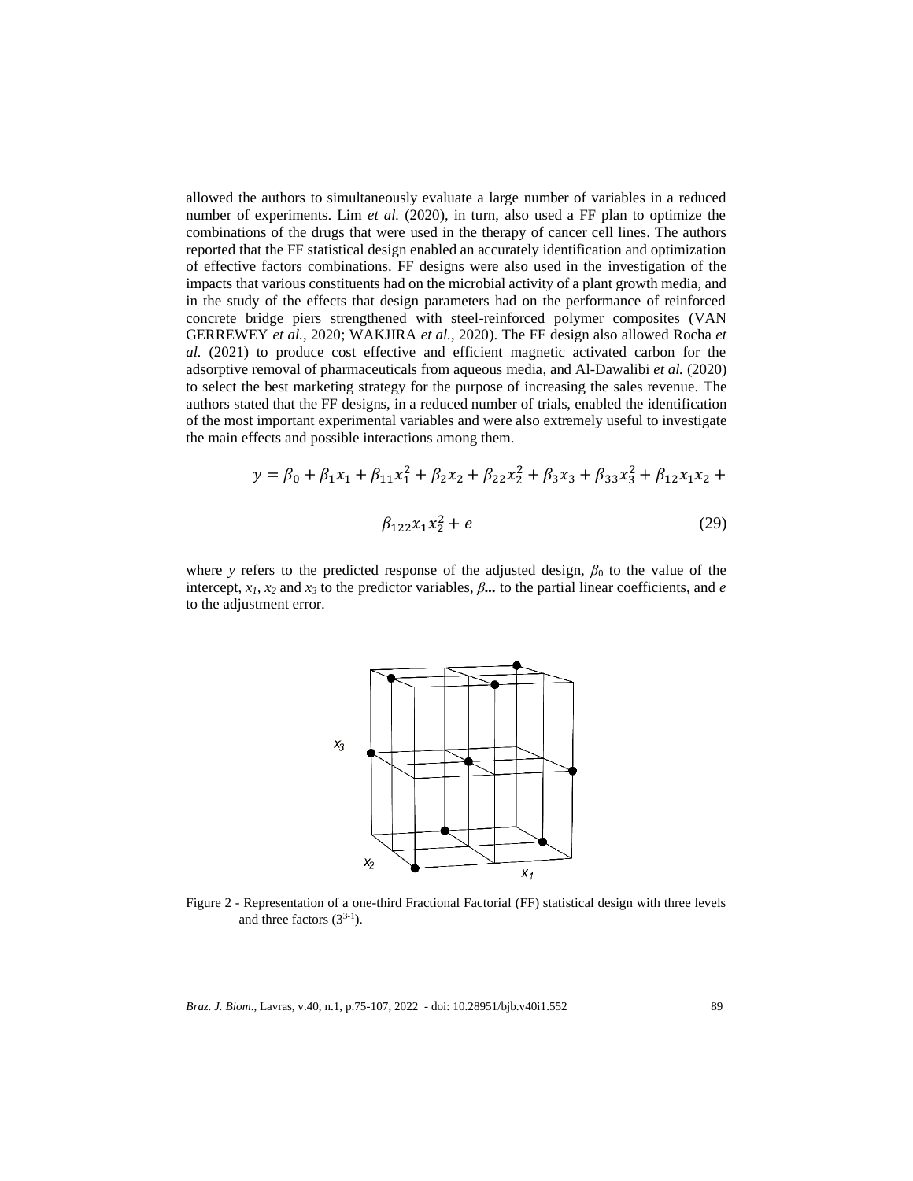allowed the authors to simultaneously evaluate a large number of variables in a reduced number of experiments. Lim *et al.* (2020), in turn, also used a FF plan to optimize the combinations of the drugs that were used in the therapy of cancer cell lines. The authors reported that the FF statistical design enabled an accurately identification and optimization of effective factors combinations. FF designs were also used in the investigation of the impacts that various constituents had on the microbial activity of a plant growth media, and in the study of the effects that design parameters had on the performance of reinforced concrete bridge piers strengthened with steel-reinforced polymer composites (VAN GERREWEY *et al.*, 2020; WAKJIRA *et al.*, 2020). The FF design also allowed Rocha *et al.* (2021) to produce cost effective and efficient magnetic activated carbon for the adsorptive removal of pharmaceuticals from aqueous media, and Al-Dawalibi *et al.* (2020) to select the best marketing strategy for the purpose of increasing the sales revenue. The authors stated that the FF designs, in a reduced number of trials, enabled the identification of the most important experimental variables and were also extremely useful to investigate the main effects and possible interactions among them.

$$y = \beta_0 + \beta_1 x_1 + \beta_{11} x_1^2 + \beta_2 x_2 + \beta_{22} x_2^2 + \beta_3 x_3 + \beta_{33} x_3^2 + \beta_{12} x_1 x_2 + \beta_{122} x_1 x_2^2 + e \tag{29}$$

where $y$ refers to the predicted response of the adjusted design, $\beta_0$ to the value of the intercept, $x_1$, $x_2$ and $x_3$ to the predictor variables, $\beta_{...}$ to the partial linear coefficients, and $e$ to the adjustment error.

Figure 2 - Representation of a one-third Fractional Factorial (FF) statistical design with three levels and three factors ($3^{3-1}$).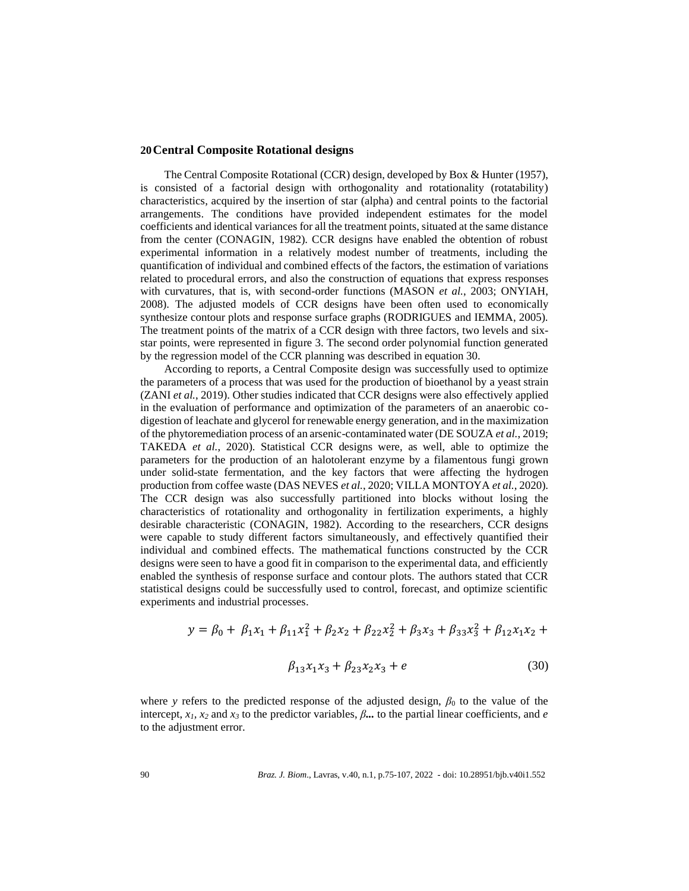## 20 Central Composite Rotational designs

The Central Composite Rotational (CCR) design, developed by Box & Hunter (1957), is consisted of a factorial design with orthogonality and rotationality (rotatability) characteristics, acquired by the insertion of star (alpha) and central points to the factorial arrangements. The conditions have provided independent estimates for the model coefficients and identical variances for all the treatment points, situated at the same distance from the center (CONAGIN, 1982). CCR designs have enabled the obtention of robust experimental information in a relatively modest number of treatments, including the quantification of individual and combined effects of the factors, the estimation of variations related to procedural errors, and also the construction of equations that express responses with curvatures, that is, with second-order functions (MASON *et al.*, 2003; ONYIAH, 2008). The adjusted models of CCR designs have been often used to economically synthesize contour plots and response surface graphs (RODRIGUES and IEMMA, 2005). The treatment points of the matrix of a CCR design with three factors, two levels and six-star points, were represented in figure 3. The second order polynomial function generated by the regression model of the CCR planning was described in equation 30.

According to reports, a Central Composite design was successfully used to optimize the parameters of a process that was used for the production of bioethanol by a yeast strain (ZANI *et al.*, 2019). Other studies indicated that CCR designs were also effectively applied in the evaluation of performance and optimization of the parameters of an anaerobic co-digestion of leachate and glycerol for renewable energy generation, and in the maximization of the phytoremediation process of an arsenic-contaminated water (DE SOUZA *et al.*, 2019; TAKEDA *et al.*, 2020). Statistical CCR designs were, as well, able to optimize the parameters for the production of an halotolerant enzyme by a filamentous fungi grown under solid-state fermentation, and the key factors that were affecting the hydrogen production from coffee waste (DAS NEVES *et al.*, 2020; VILLA MONTOYA *et al.*, 2020). The CCR design was also successfully partitioned into blocks without losing the characteristics of rotationality and orthogonality in fertilization experiments, a highly desirable characteristic (CONAGIN, 1982). According to the researchers, CCR designs were capable to study different factors simultaneously, and effectively quantified their individual and combined effects. The mathematical functions constructed by the CCR designs were seen to have a good fit in comparison to the experimental data, and efficiently enabled the synthesis of response surface and contour plots. The authors stated that CCR statistical designs could be successfully used to control, forecast, and optimize scientific experiments and industrial processes.

$$y = \beta_0 + \beta_1 x_1 + \beta_{11} x_1^2 + \beta_2 x_2 + \beta_{22} x_2^2 + \beta_3 x_3 + \beta_{33} x_3^2 + \beta_{12} x_1 x_2 + \beta_{13} x_1 x_3 + \beta_{23} x_2 x_3 + e \tag{30}$$

where $y$ refers to the predicted response of the adjusted design, $\beta_0$ to the value of the intercept, $x_1$, $x_2$ and $x_3$ to the predictor variables, $\beta$**...** to the partial linear coefficients, and $e$ to the adjustment error.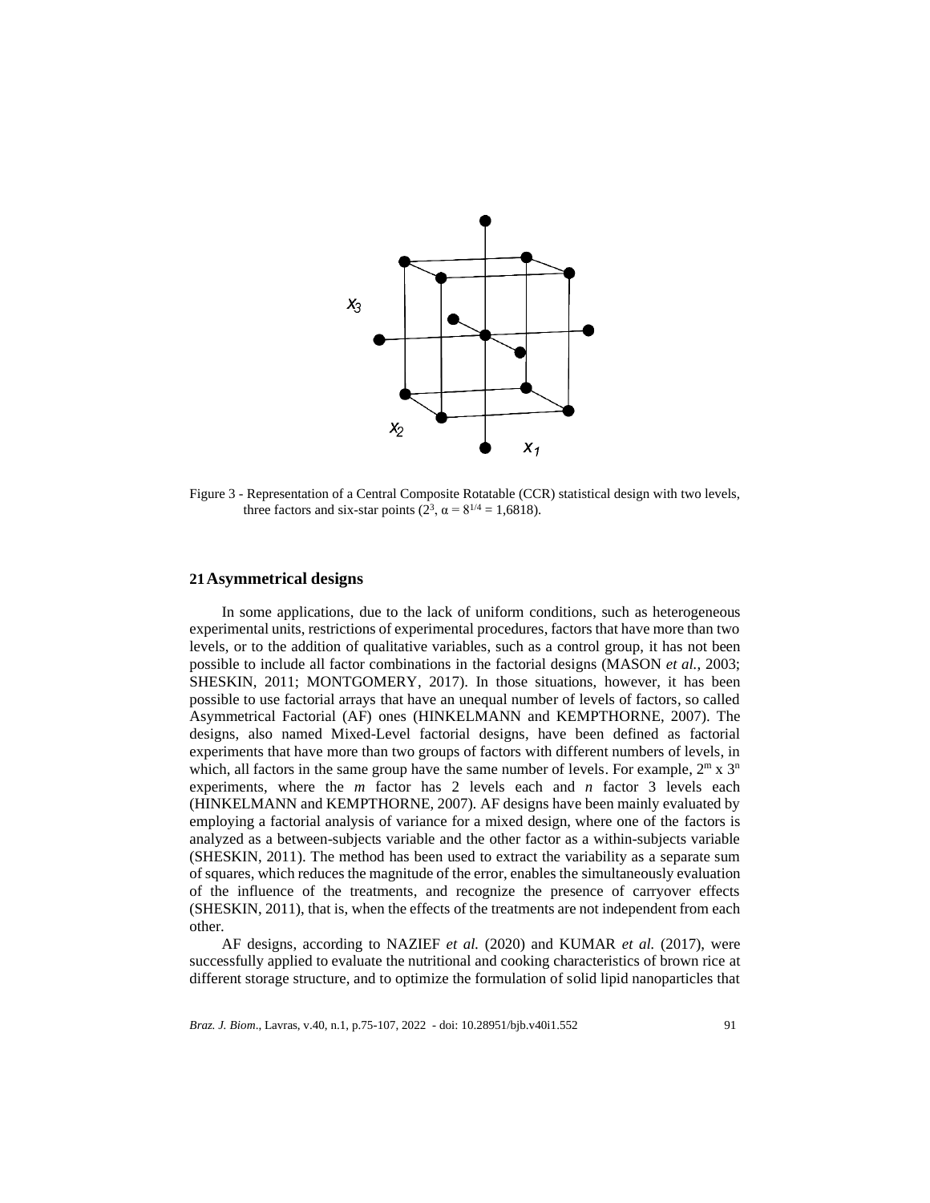Figure 3 - Representation of a Central Composite Rotatable (CCR) statistical design with two levels, three factors and six-star points ($2^3$, $\alpha = 8^{1/4} = 1,6818$).

## 21 Asymmetrical designs

In some applications, due to the lack of uniform conditions, such as heterogeneous experimental units, restrictions of experimental procedures, factors that have more than two levels, or to the addition of qualitative variables, such as a control group, it has not been possible to include all factor combinations in the factorial designs (MASON *et al.*, 2003; SHESKIN, 2011; MONTGOMERY, 2017). In those situations, however, it has been possible to use factorial arrays that have an unequal number of levels of factors, so called Asymmetrical Factorial (AF) ones (HINKELMANN and KEMPTHORNE, 2007). The designs, also named Mixed-Level factorial designs, have been defined as factorial experiments that have more than two groups of factors with different numbers of levels, in which, all factors in the same group have the same number of levels. For example, $2^m \times 3^n$ experiments, where the *m* factor has 2 levels each and *n* factor 3 levels each (HINKELMANN and KEMPTHORNE, 2007). AF designs have been mainly evaluated by employing a factorial analysis of variance for a mixed design, where one of the factors is analyzed as a between-subjects variable and the other factor as a within-subjects variable (SHESKIN, 2011). The method has been used to extract the variability as a separate sum of squares, which reduces the magnitude of the error, enables the simultaneously evaluation of the influence of the treatments, and recognize the presence of carryover effects (SHESKIN, 2011), that is, when the effects of the treatments are not independent from each other.

AF designs, according to NAZIEF *et al.* (2020) and KUMAR *et al.* (2017), were successfully applied to evaluate the nutritional and cooking characteristics of brown rice at different storage structure, and to optimize the formulation of solid lipid nanoparticles that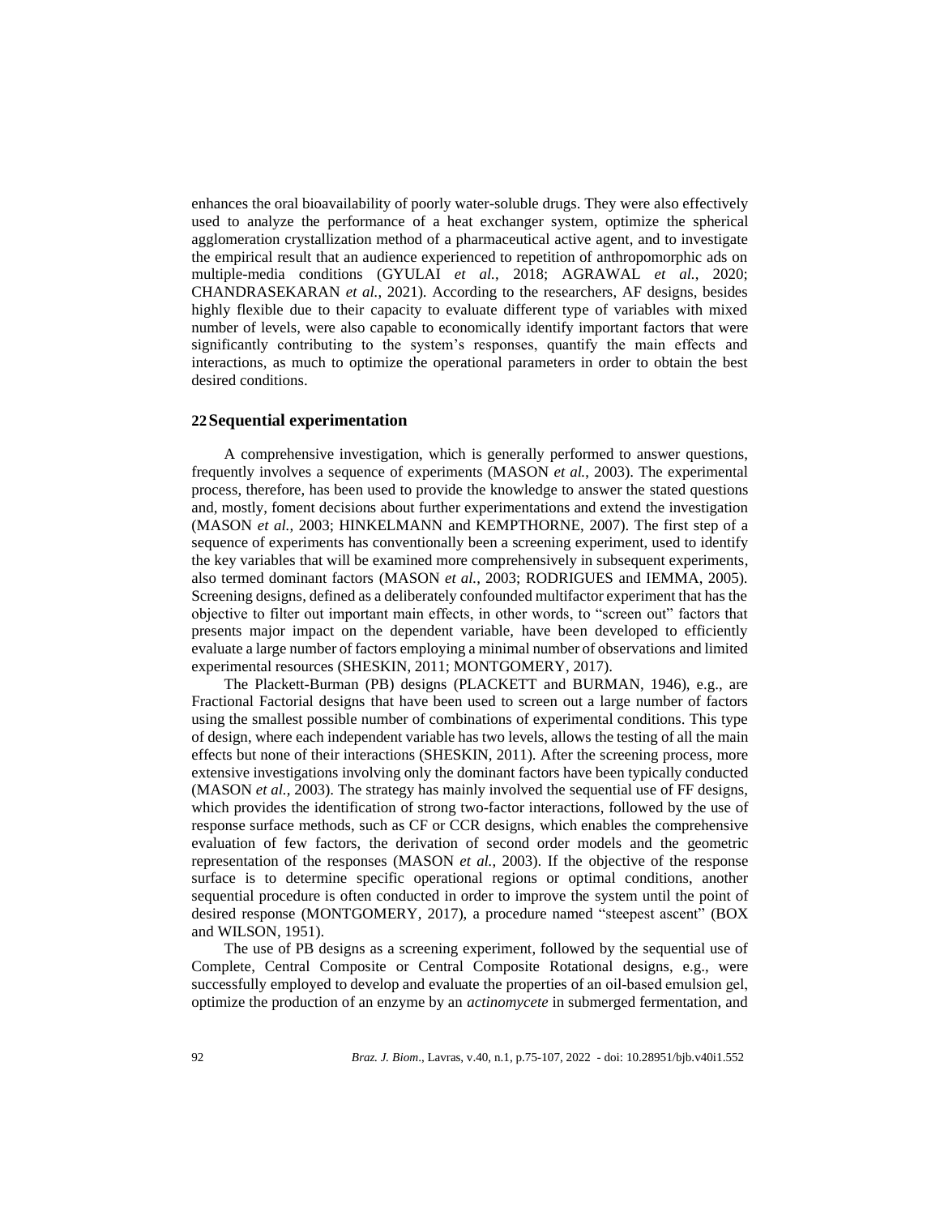enhances the oral bioavailability of poorly water-soluble drugs. They were also effectively used to analyze the performance of a heat exchanger system, optimize the spherical agglomeration crystallization method of a pharmaceutical active agent, and to investigate the empirical result that an audience experienced to repetition of anthropomorphic ads on multiple-media conditions (GYULAI *et al.*, 2018; AGRAWAL *et al.*, 2020; CHANDRASEKARAN *et al.*, 2021). According to the researchers, AF designs, besides highly flexible due to their capacity to evaluate different type of variables with mixed number of levels, were also capable to economically identify important factors that were significantly contributing to the system's responses, quantify the main effects and interactions, as much to optimize the operational parameters in order to obtain the best desired conditions.

## 22 Sequential experimentation

A comprehensive investigation, which is generally performed to answer questions, frequently involves a sequence of experiments (MASON *et al.*, 2003). The experimental process, therefore, has been used to provide the knowledge to answer the stated questions and, mostly, foment decisions about further experimentations and extend the investigation (MASON *et al.*, 2003; HINKELMANN and KEMPTHORNE, 2007). The first step of a sequence of experiments has conventionally been a screening experiment, used to identify the key variables that will be examined more comprehensively in subsequent experiments, also termed dominant factors (MASON *et al.*, 2003; RODRIGUES and IEMMA, 2005). Screening designs, defined as a deliberately confounded multifactor experiment that has the objective to filter out important main effects, in other words, to "screen out" factors that presents major impact on the dependent variable, have been developed to efficiently evaluate a large number of factors employing a minimal number of observations and limited experimental resources (SHESKIN, 2011; MONTGOMERY, 2017).

The Plackett-Burman (PB) designs (PLACKETT and BURMAN, 1946), e.g., are Fractional Factorial designs that have been used to screen out a large number of factors using the smallest possible number of combinations of experimental conditions. This type of design, where each independent variable has two levels, allows the testing of all the main effects but none of their interactions (SHESKIN, 2011). After the screening process, more extensive investigations involving only the dominant factors have been typically conducted (MASON *et al.*, 2003). The strategy has mainly involved the sequential use of FF designs, which provides the identification of strong two-factor interactions, followed by the use of response surface methods, such as CF or CCR designs, which enables the comprehensive evaluation of few factors, the derivation of second order models and the geometric representation of the responses (MASON *et al.*, 2003). If the objective of the response surface is to determine specific operational regions or optimal conditions, another sequential procedure is often conducted in order to improve the system until the point of desired response (MONTGOMERY, 2017), a procedure named "steepest ascent" (BOX and WILSON, 1951).

The use of PB designs as a screening experiment, followed by the sequential use of Complete, Central Composite or Central Composite Rotational designs, e.g., were successfully employed to develop and evaluate the properties of an oil-based emulsion gel, optimize the production of an enzyme by an *actinomycete* in submerged fermentation, and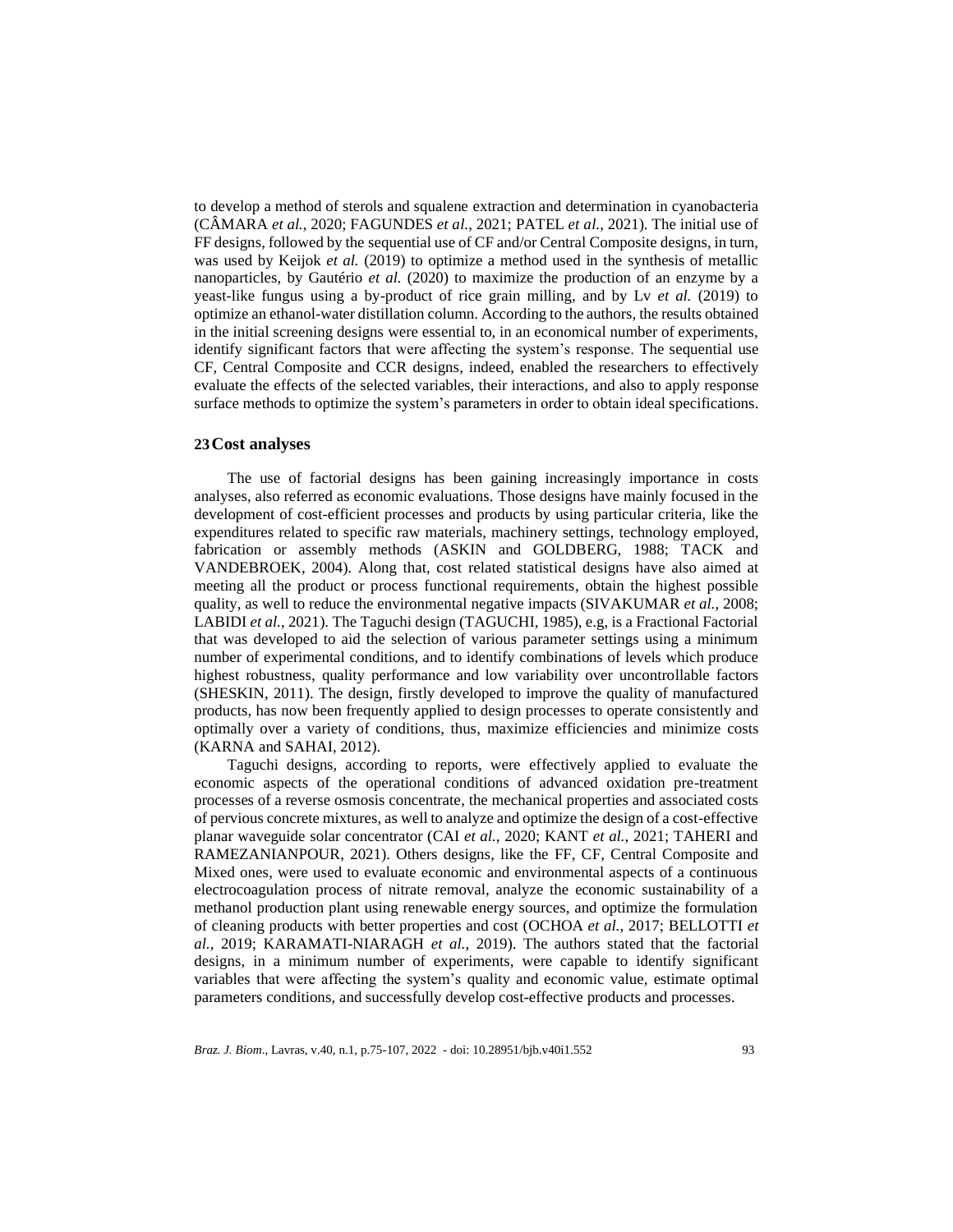to develop a method of sterols and squalene extraction and determination in cyanobacteria (CÂMARA *et al.*, 2020; FAGUNDES *et al.*, 2021; PATEL *et al.*, 2021). The initial use of FF designs, followed by the sequential use of CF and/or Central Composite designs, in turn, was used by Keijok *et al.* (2019) to optimize a method used in the synthesis of metallic nanoparticles, by Gautério *et al.* (2020) to maximize the production of an enzyme by a yeast-like fungus using a by-product of rice grain milling, and by Lv *et al.* (2019) to optimize an ethanol-water distillation column. According to the authors, the results obtained in the initial screening designs were essential to, in an economical number of experiments, identify significant factors that were affecting the system's response. The sequential use CF, Central Composite and CCR designs, indeed, enabled the researchers to effectively evaluate the effects of the selected variables, their interactions, and also to apply response surface methods to optimize the system's parameters in order to obtain ideal specifications.

## 23 Cost analyses

The use of factorial designs has been gaining increasingly importance in costs analyses, also referred as economic evaluations. Those designs have mainly focused in the development of cost-efficient processes and products by using particular criteria, like the expenditures related to specific raw materials, machinery settings, technology employed, fabrication or assembly methods (ASKIN and GOLDBERG, 1988; TACK and VANDEBROEK, 2004). Along that, cost related statistical designs have also aimed at meeting all the product or process functional requirements, obtain the highest possible quality, as well to reduce the environmental negative impacts (SIVAKUMAR *et al.*, 2008; LABIDI *et al.*, 2021). The Taguchi design (TAGUCHI, 1985), e.g, is a Fractional Factorial that was developed to aid the selection of various parameter settings using a minimum number of experimental conditions, and to identify combinations of levels which produce highest robustness, quality performance and low variability over uncontrollable factors (SHESKIN, 2011). The design, firstly developed to improve the quality of manufactured products, has now been frequently applied to design processes to operate consistently and optimally over a variety of conditions, thus, maximize efficiencies and minimize costs (KARNA and SAHAI, 2012).

Taguchi designs, according to reports, were effectively applied to evaluate the economic aspects of the operational conditions of advanced oxidation pre-treatment processes of a reverse osmosis concentrate, the mechanical properties and associated costs of pervious concrete mixtures, as well to analyze and optimize the design of a cost-effective planar waveguide solar concentrator (CAI *et al.*, 2020; KANT *et al.*, 2021; TAHERI and RAMEZANIANPOUR, 2021). Others designs, like the FF, CF, Central Composite and Mixed ones, were used to evaluate economic and environmental aspects of a continuous electrocoagulation process of nitrate removal, analyze the economic sustainability of a methanol production plant using renewable energy sources, and optimize the formulation of cleaning products with better properties and cost (OCHOA *et al.*, 2017; BELLOTTI *et al.*, 2019; KARAMATI-NIARAGH *et al.*, 2019). The authors stated that the factorial designs, in a minimum number of experiments, were capable to identify significant variables that were affecting the system's quality and economic value, estimate optimal parameters conditions, and successfully develop cost-effective products and processes.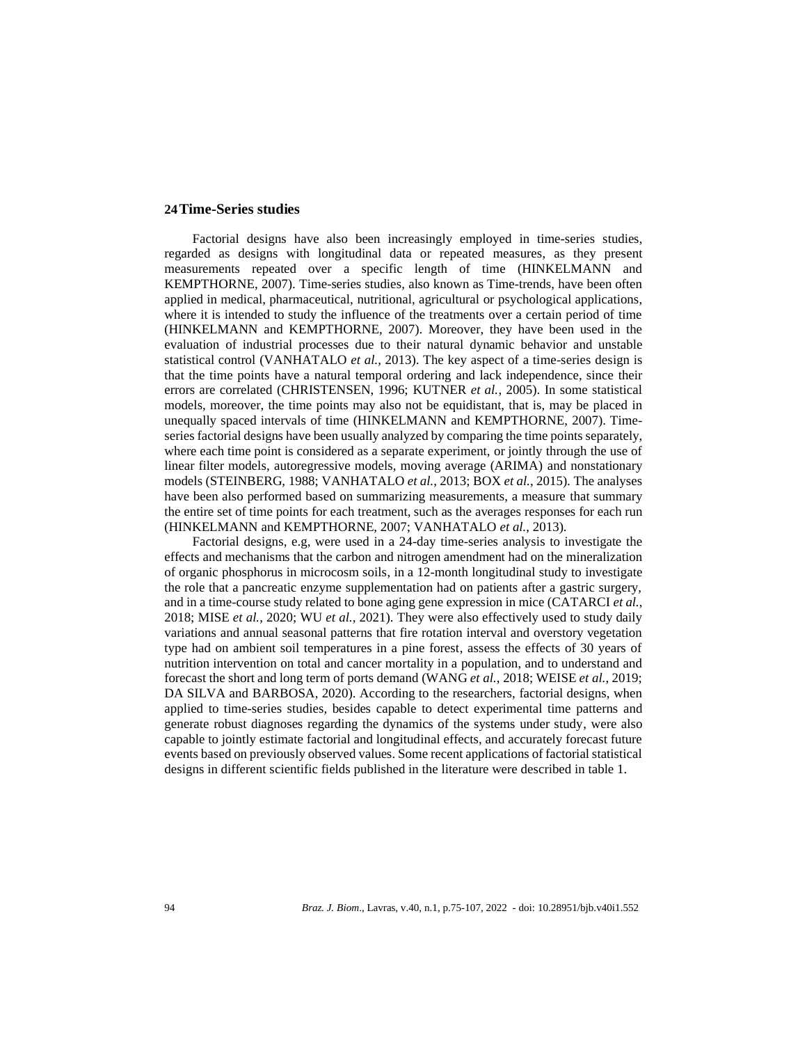## 24 Time-Series studies

Factorial designs have also been increasingly employed in time-series studies, regarded as designs with longitudinal data or repeated measures, as they present measurements repeated over a specific length of time (HINKELMANN and KEMPTHORNE, 2007). Time-series studies, also known as Time-trends, have been often applied in medical, pharmaceutical, nutritional, agricultural or psychological applications, where it is intended to study the influence of the treatments over a certain period of time (HINKELMANN and KEMPTHORNE, 2007). Moreover, they have been used in the evaluation of industrial processes due to their natural dynamic behavior and unstable statistical control (VANHATALO *et al.*, 2013). The key aspect of a time-series design is that the time points have a natural temporal ordering and lack independence, since their errors are correlated (CHRISTENSEN, 1996; KUTNER *et al.*, 2005). In some statistical models, moreover, the time points may also not be equidistant, that is, may be placed in unequally spaced intervals of time (HINKELMANN and KEMPTHORNE, 2007). Time-series factorial designs have been usually analyzed by comparing the time points separately, where each time point is considered as a separate experiment, or jointly through the use of linear filter models, autoregressive models, moving average (ARIMA) and nonstationary models (STEINBERG, 1988; VANHATALO *et al.*, 2013; BOX *et al.*, 2015). The analyses have been also performed based on summarizing measurements, a measure that summary the entire set of time points for each treatment, such as the averages responses for each run (HINKELMANN and KEMPTHORNE, 2007; VANHATALO *et al.*, 2013).

Factorial designs, e.g, were used in a 24-day time-series analysis to investigate the effects and mechanisms that the carbon and nitrogen amendment had on the mineralization of organic phosphorus in microcosm soils, in a 12-month longitudinal study to investigate the role that a pancreatic enzyme supplementation had on patients after a gastric surgery, and in a time-course study related to bone aging gene expression in mice (CATARCI *et al.*, 2018; MISE *et al.*, 2020; WU *et al.*, 2021). They were also effectively used to study daily variations and annual seasonal patterns that fire rotation interval and overstory vegetation type had on ambient soil temperatures in a pine forest, assess the effects of 30 years of nutrition intervention on total and cancer mortality in a population, and to understand and forecast the short and long term of ports demand (WANG *et al.*, 2018; WEISE *et al.*, 2019; DA SILVA and BARBOSA, 2020). According to the researchers, factorial designs, when applied to time-series studies, besides capable to detect experimental time patterns and generate robust diagnoses regarding the dynamics of the systems under study, were also capable to jointly estimate factorial and longitudinal effects, and accurately forecast future events based on previously observed values. Some recent applications of factorial statistical designs in different scientific fields published in the literature were described in table 1.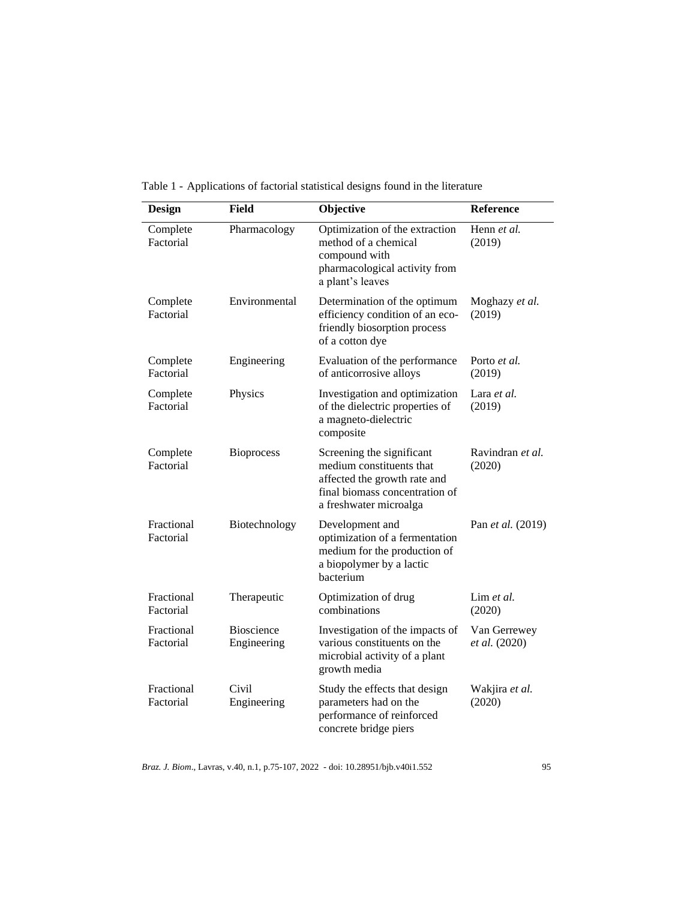Table 1 - Applications of factorial statistical designs found in the literature

| Design | Field | Objective | Reference |
|---|---|---|---|
| Complete Factorial | Pharmacology | Optimization of the extraction method of a chemical compound with pharmacological activity from a plant's leaves | Henn *et al.* (2019) |
| Complete Factorial | Environmental | Determination of the optimum efficiency condition of an eco-friendly biosorption process of a cotton dye | Moghazy *et al.* (2019) |
| Complete Factorial | Engineering | Evaluation of the performance of anticorrosive alloys | Porto *et al.* (2019) |
| Complete Factorial | Physics | Investigation and optimization of the dielectric properties of a magneto-dielectric composite | Lara *et al.* (2019) |
| Complete Factorial | Bioprocess | Screening the significant medium constituents that affected the growth rate and final biomass concentration of a freshwater microalga | Ravindran *et al.* (2020) |
| Fractional Factorial | Biotechnology | Development and optimization of a fermentation medium for the production of a biopolymer by a lactic bacterium | Pan *et al.* (2019) |
| Fractional Factorial | Therapeutic | Optimization of drug combinations | Lim *et al.* (2020) |
| Fractional Factorial | Bioscience Engineering | Investigation of the impacts of various constituents on the microbial activity of a plant growth media | Van Gerrewey *et al.* (2020) |
| Fractional Factorial | Civil Engineering | Study the effects that design parameters had on the performance of reinforced concrete bridge piers | Wakjira *et al.* (2020) |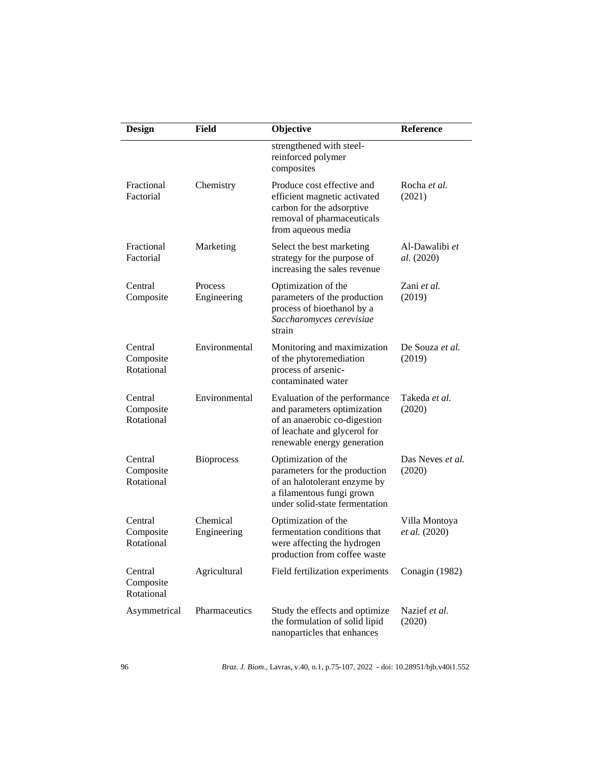| Design | Field | Objective | Reference |
|---|---|---|---|
| | | strengthened with steel-reinforced polymer composites | |
| Fractional Factorial | Chemistry | Produce cost effective and efficient magnetic activated carbon for the adsorptive removal of pharmaceuticals from aqueous media | Rocha *et al.* (2021) |
| Fractional Factorial | Marketing | Select the best marketing strategy for the purpose of increasing the sales revenue | Al-Dawalibi *et al.* (2020) |
| Central Composite | Process Engineering | Optimization of the parameters of the production process of bioethanol by a *Saccharomyces cerevisiae* strain | Zani *et al.* (2019) |
| Central Composite Rotational | Environmental | Monitoring and maximization of the phytoremediation process of arsenic-contaminated water | De Souza *et al.* (2019) |
| Central Composite Rotational | Environmental | Evaluation of the performance and parameters optimization of an anaerobic co-digestion of leachate and glycerol for renewable energy generation | Takeda *et al.* (2020) |
| Central Composite Rotational | Bioprocess | Optimization of the parameters for the production of an halotolerant enzyme by a filamentous fungi grown under solid-state fermentation | Das Neves *et al.* (2020) |
| Central Composite Rotational | Chemical Engineering | Optimization of the fermentation conditions that were affecting the hydrogen production from coffee waste | Villa Montoya *et al.* (2020) |
| Central Composite Rotational | Agricultural | Field fertilization experiments | Conagin (1982) |
| Asymmetrical | Pharmaceutics | Study the effects and optimize the formulation of solid lipid nanoparticles that enhances | Nazief *et al.* (2020) |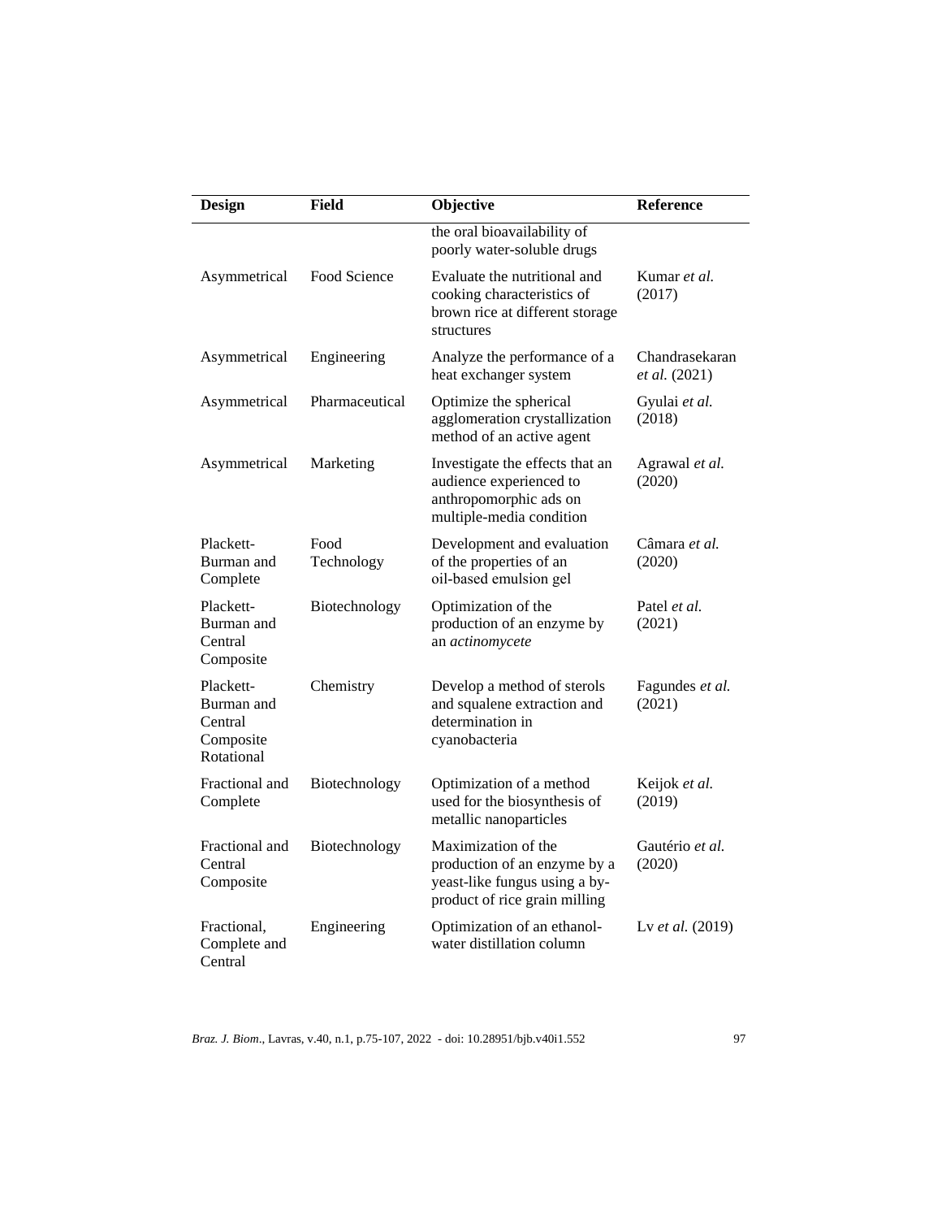| Design | Field | Objective | Reference |
|---|---|---|---|
| | | the oral bioavailability of poorly water-soluble drugs | |
| Asymmetrical | Food Science | Evaluate the nutritional and cooking characteristics of brown rice at different storage structures | Kumar *et al.* (2017) |
| Asymmetrical | Engineering | Analyze the performance of a heat exchanger system | Chandrasekaran *et al.* (2021) |
| Asymmetrical | Pharmaceutical | Optimize the spherical agglomeration crystallization method of an active agent | Gyulai *et al.* (2018) |
| Asymmetrical | Marketing | Investigate the effects that an audience experienced to anthropomorphic ads on multiple-media condition | Agrawal *et al.* (2020) |
| Plackett-Burman and Complete | Food Technology | Development and evaluation of the properties of an oil-based emulsion gel | Câmara *et al.* (2020) |
| Plackett-Burman and Central Composite | Biotechnology | Optimization of the production of an enzyme by an *actinomycete* | Patel *et al.* (2021) |
| Plackett-Burman and Central Composite Rotational | Chemistry | Develop a method of sterols and squalene extraction and determination in cyanobacteria | Fagundes *et al.* (2021) |
| Fractional and Complete | Biotechnology | Optimization of a method used for the biosynthesis of metallic nanoparticles | Keijok *et al.* (2019) |
| Fractional and Central Composite | Biotechnology | Maximization of the production of an enzyme by a yeast-like fungus using a by-product of rice grain milling | Gautério *et al.* (2020) |
| Fractional, Complete and Central | Engineering | Optimization of an ethanol-water distillation column | Lv *et al.* (2019) |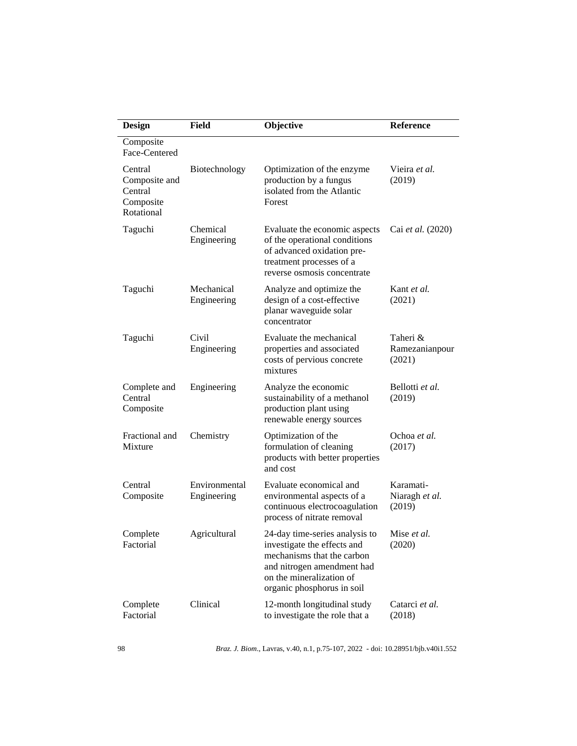| Design | Field | Objective | Reference |
|---|---|---|---|
| Composite Face-Centered | | | |
| Central Composite and Central Composite Rotational | Biotechnology | Optimization of the enzyme production by a fungus isolated from the Atlantic Forest | Vieira *et al.* (2019) |
| Taguchi | Chemical Engineering | Evaluate the economic aspects of the operational conditions of advanced oxidation pre-treatment processes of a reverse osmosis concentrate | Cai *et al.* (2020) |
| Taguchi | Mechanical Engineering | Analyze and optimize the design of a cost-effective planar waveguide solar concentrator | Kant *et al.* (2021) |
| Taguchi | Civil Engineering | Evaluate the mechanical properties and associated costs of pervious concrete mixtures | Taheri & Ramezanianpour (2021) |
| Complete and Central Composite | Engineering | Analyze the economic sustainability of a methanol production plant using renewable energy sources | Bellotti *et al.* (2019) |
| Fractional and Mixture | Chemistry | Optimization of the formulation of cleaning products with better properties and cost | Ochoa *et al.* (2017) |
| Central Composite | Environmental Engineering | Evaluate economical and environmental aspects of a continuous electrocoagulation process of nitrate removal | Karamati-Niaragh *et al.* (2019) |
| Complete Factorial | Agricultural | 24-day time-series analysis to investigate the effects and mechanisms that the carbon and nitrogen amendment had on the mineralization of organic phosphorus in soil | Mise *et al.* (2020) |
| Complete Factorial | Clinical | 12-month longitudinal study to investigate the role that a | Catarci *et al.* (2018) |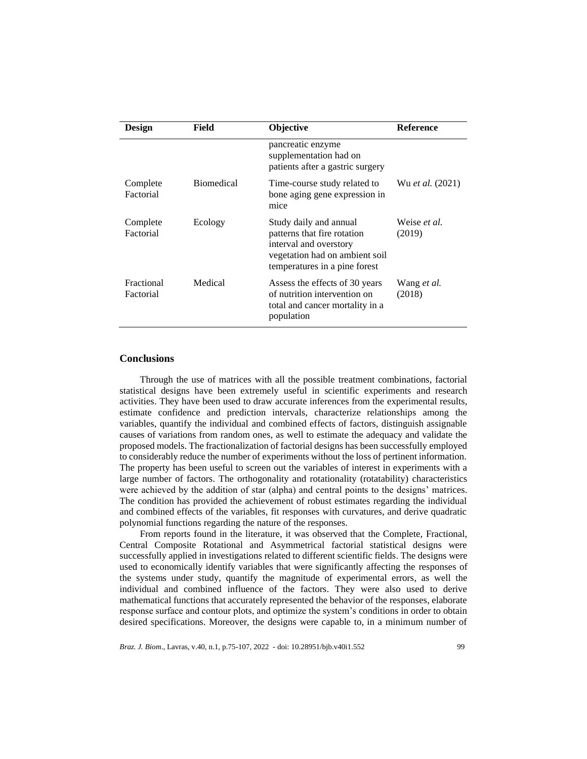| Design | Field | Objective | Reference |
|---|---|---|---|
| | | pancreatic enzyme supplementation had on patients after a gastric surgery | |
| Complete Factorial | Biomedical | Time-course study related to bone aging gene expression in mice | Wu *et al.* (2021) |
| Complete Factorial | Ecology | Study daily and annual patterns that fire rotation interval and overstory vegetation had on ambient soil temperatures in a pine forest | Weise *et al.* (2019) |
| Fractional Factorial | Medical | Assess the effects of 30 years of nutrition intervention on total and cancer mortality in a population | Wang *et al.* (2018) |

## Conclusions

Through the use of matrices with all the possible treatment combinations, factorial statistical designs have been extremely useful in scientific experiments and research activities. They have been used to draw accurate inferences from the experimental results, estimate confidence and prediction intervals, characterize relationships among the variables, quantify the individual and combined effects of factors, distinguish assignable causes of variations from random ones, as well to estimate the adequacy and validate the proposed models. The fractionalization of factorial designs has been successfully employed to considerably reduce the number of experiments without the loss of pertinent information. The property has been useful to screen out the variables of interest in experiments with a large number of factors. The orthogonality and rotationality (rotatability) characteristics were achieved by the addition of star (alpha) and central points to the designs' matrices. The condition has provided the achievement of robust estimates regarding the individual and combined effects of the variables, fit responses with curvatures, and derive quadratic polynomial functions regarding the nature of the responses.

From reports found in the literature, it was observed that the Complete, Fractional, Central Composite Rotational and Asymmetrical factorial statistical designs were successfully applied in investigations related to different scientific fields. The designs were used to economically identify variables that were significantly affecting the responses of the systems under study, quantify the magnitude of experimental errors, as well the individual and combined influence of the factors. They were also used to derive mathematical functions that accurately represented the behavior of the responses, elaborate response surface and contour plots, and optimize the system's conditions in order to obtain desired specifications. Moreover, the designs were capable to, in a minimum number of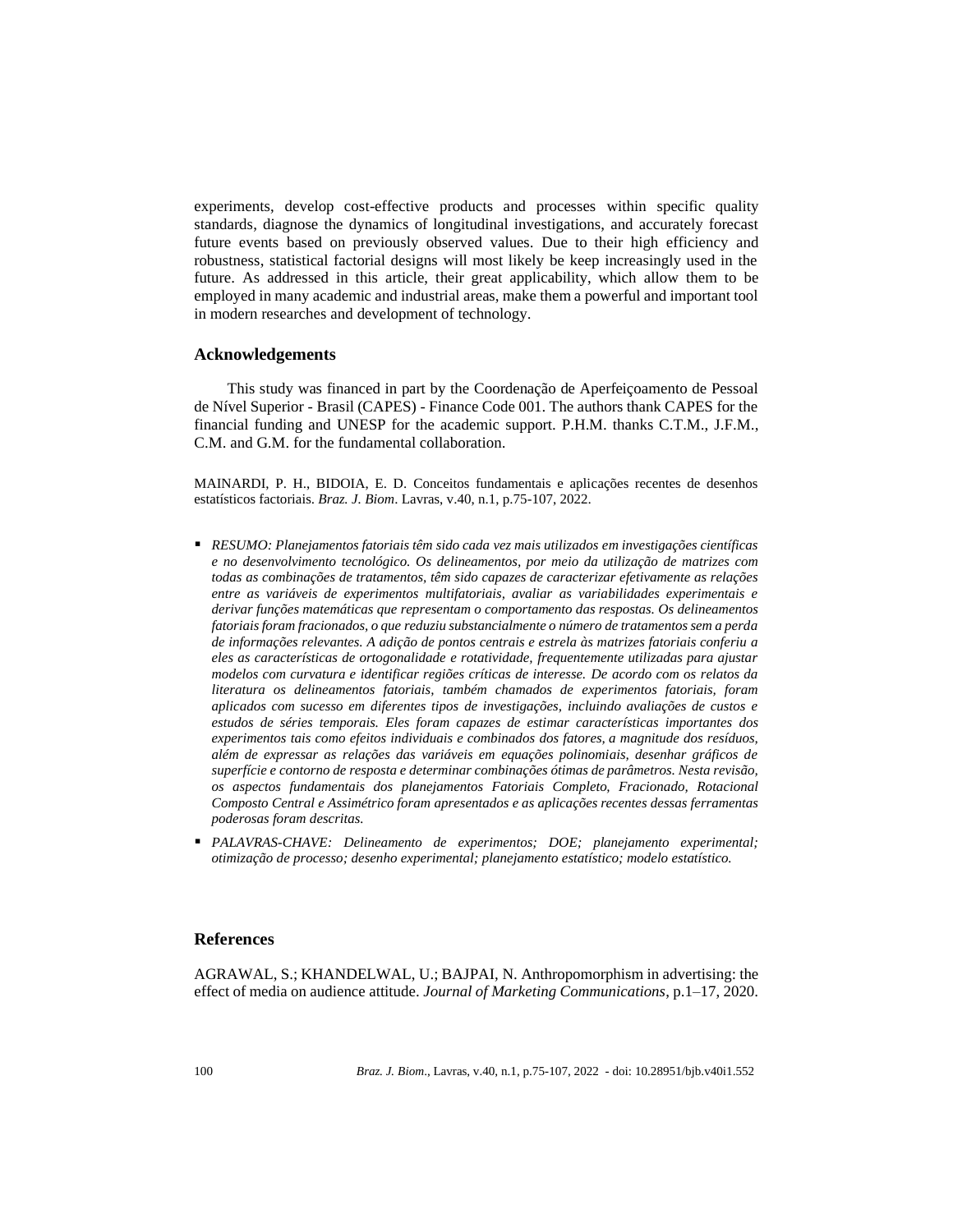experiments, develop cost-effective products and processes within specific quality standards, diagnose the dynamics of longitudinal investigations, and accurately forecast future events based on previously observed values. Due to their high efficiency and robustness, statistical factorial designs will most likely be keep increasingly used in the future. As addressed in this article, their great applicability, which allow them to be employed in many academic and industrial areas, make them a powerful and important tool in modern researches and development of technology.

## Acknowledgements

This study was financed in part by the Coordenação de Aperfeiçoamento de Pessoal de Nível Superior - Brasil (CAPES) - Finance Code 001. The authors thank CAPES for the financial funding and UNESP for the academic support. P.H.M. thanks C.T.M., J.F.M., C.M. and G.M. for the fundamental collaboration.

MAINARDI, P. H., BIDOIA, E. D. Conceitos fundamentais e aplicações recentes de desenhos estatísticos factoriais. *Braz. J. Biom*. Lavras, v.40, n.1, p.75-107, 2022.

- *RESUMO: Planejamentos fatoriais têm sido cada vez mais utilizados em investigações científicas e no desenvolvimento tecnológico. Os delineamentos, por meio da utilização de matrizes com todas as combinações de tratamentos, têm sido capazes de caracterizar efetivamente as relações entre as variáveis de experimentos multifatoriais, avaliar as variabilidades experimentais e derivar funções matemáticas que representam o comportamento das respostas. Os delineamentos fatoriais foram fracionados, o que reduziu substancialmente o número de tratamentos sem a perda de informações relevantes. A adição de pontos centrais e estrela às matrizes fatoriais conferiu a eles as características de ortogonalidade e rotatividade, frequentemente utilizadas para ajustar modelos com curvatura e identificar regiões críticas de interesse. De acordo com os relatos da literatura os delineamentos fatoriais, também chamados de experimentos fatoriais, foram aplicados com sucesso em diferentes tipos de investigações, incluindo avaliações de custos e estudos de séries temporais. Eles foram capazes de estimar características importantes dos experimentos tais como efeitos individuais e combinados dos fatores, a magnitude dos resíduos, além de expressar as relações das variáveis em equações polinomiais, desenhar gráficos de superfície e contorno de resposta e determinar combinações ótimas de parâmetros. Nesta revisão, os aspectos fundamentais dos planejamentos Fatoriais Completo, Fracionado, Rotacional Composto Central e Assimétrico foram apresentados e as aplicações recentes dessas ferramentas poderosas foram descritas.*
- *PALAVRAS-CHAVE: Delineamento de experimentos; DOE; planejamento experimental; otimização de processo; desenho experimental; planejamento estatístico; modelo estatístico.*

## References

AGRAWAL, S.; KHANDELWAL, U.; BAJPAI, N. Anthropomorphism in advertising: the effect of media on audience attitude. *Journal of Marketing Communications*, p.1–17, 2020.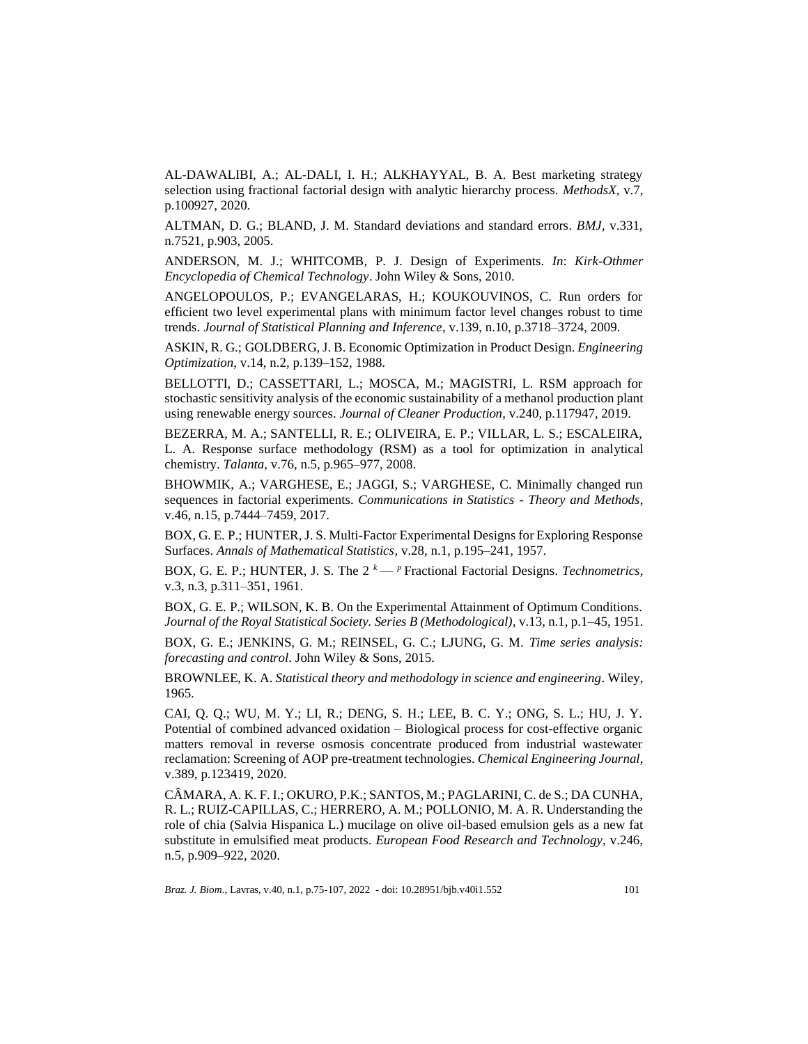AL-DAWALIBI, A.; AL-DALI, I. H.; ALKHAYYAL, B. A. Best marketing strategy selection using fractional factorial design with analytic hierarchy process. *MethodsX*, v.7, p.100927, 2020.

ALTMAN, D. G.; BLAND, J. M. Standard deviations and standard errors. *BMJ*, v.331, n.7521, p.903, 2005.

ANDERSON, M. J.; WHITCOMB, P. J. Design of Experiments. *In*: *Kirk-Othmer Encyclopedia of Chemical Technology*. John Wiley & Sons, 2010.

ANGELOPOULOS, P.; EVANGELARAS, H.; KOUKOUVINOS, C. Run orders for efficient two level experimental plans with minimum factor level changes robust to time trends. *Journal of Statistical Planning and Inference*, v.139, n.10, p.3718–3724, 2009.

ASKIN, R. G.; GOLDBERG, J. B. Economic Optimization in Product Design. *Engineering Optimization*, v.14, n.2, p.139–152, 1988.

BELLOTTI, D.; CASSETTARI, L.; MOSCA, M.; MAGISTRI, L. RSM approach for stochastic sensitivity analysis of the economic sustainability of a methanol production plant using renewable energy sources. *Journal of Cleaner Production*, v.240, p.117947, 2019.

BEZERRA, M. A.; SANTELLI, R. E.; OLIVEIRA, E. P.; VILLAR, L. S.; ESCALEIRA, L. A. Response surface methodology (RSM) as a tool for optimization in analytical chemistry. *Talanta*, v.76, n.5, p.965–977, 2008.

BHOWMIK, A.; VARGHESE, E.; JAGGI, S.; VARGHESE, C. Minimally changed run sequences in factorial experiments. *Communications in Statistics - Theory and Methods*, v.46, n.15, p.7444–7459, 2017.

BOX, G. E. P.; HUNTER, J. S. Multi-Factor Experimental Designs for Exploring Response Surfaces. *Annals of Mathematical Statistics*, v.28, n.1, p.195–241, 1957.

BOX, G. E. P.; HUNTER, J. S. The $2^{k-p}$ Fractional Factorial Designs. *Technometrics*, v.3, n.3, p.311–351, 1961.

BOX, G. E. P.; WILSON, K. B. On the Experimental Attainment of Optimum Conditions. *Journal of the Royal Statistical Society. Series B (Methodological)*, v.13, n.1, p.1–45, 1951.

BOX, G. E.; JENKINS, G. M.; REINSEL, G. C.; LJUNG, G. M. *Time series analysis: forecasting and control*. John Wiley & Sons, 2015.

BROWNLEE, K. A. *Statistical theory and methodology in science and engineering*. Wiley, 1965.

CAI, Q. Q.; WU, M. Y.; LI, R.; DENG, S. H.; LEE, B. C. Y.; ONG, S. L.; HU, J. Y. Potential of combined advanced oxidation – Biological process for cost-effective organic matters removal in reverse osmosis concentrate produced from industrial wastewater reclamation: Screening of AOP pre-treatment technologies. *Chemical Engineering Journal*, v.389, p.123419, 2020.

CÂMARA, A. K. F. I.; OKURO, P.K.; SANTOS, M.; PAGLARINI, C. de S.; DA CUNHA, R. L.; RUIZ-CAPILLAS, C.; HERRERO, A. M.; POLLONIO, M. A. R. Understanding the role of chia (Salvia Hispanica L.) mucilage on olive oil-based emulsion gels as a new fat substitute in emulsified meat products. *European Food Research and Technology*, v.246, n.5, p.909–922, 2020.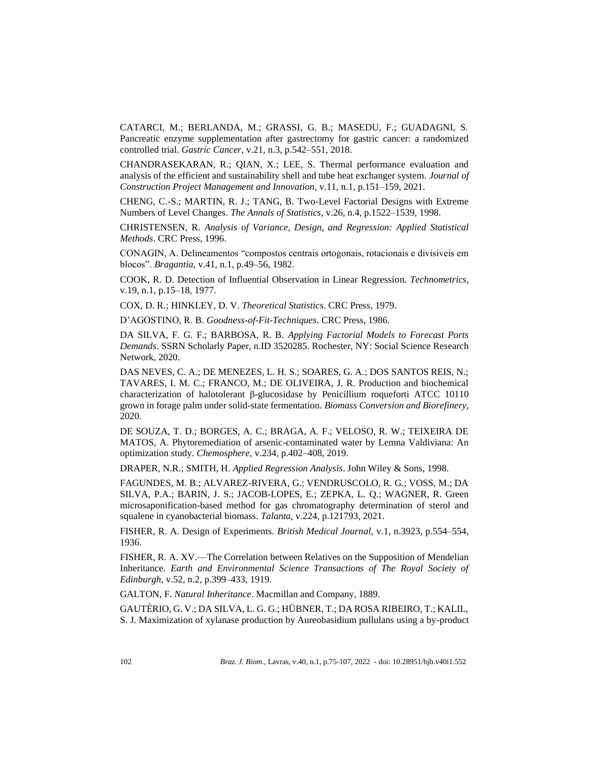CATARCI, M.; BERLANDA, M.; GRASSI, G. B.; MASEDU, F.; GUADAGNI, S. Pancreatic enzyme supplementation after gastrectomy for gastric cancer: a randomized controlled trial. *Gastric Cancer*, v.21, n.3, p.542–551, 2018.

CHANDRASEKARAN, R.; QIAN, X.; LEE, S. Thermal performance evaluation and analysis of the efficient and sustainability shell and tube heat exchanger system. *Journal of Construction Project Management and Innovation*, v.11, n.1, p.151–159, 2021.

CHENG, C.-S.; MARTIN, R. J.; TANG, B. Two-Level Factorial Designs with Extreme Numbers of Level Changes. *The Annals of Statistics*, v.26, n.4, p.1522–1539, 1998.

CHRISTENSEN, R. *Analysis of Variance, Design, and Regression: Applied Statistical Methods*. CRC Press, 1996.

CONAGIN, A. Delineamentos "compostos centrais ortogonais, rotacionais e divisíveis em blocos". *Bragantia*, v.41, n.1, p.49–56, 1982.

COOK, R. D. Detection of Influential Observation in Linear Regression. *Technometrics*, v.19, n.1, p.15–18, 1977.

COX, D. R.; HINKLEY, D. V. *Theoretical Statistics*. CRC Press, 1979.

D'AGOSTINO, R. B. *Goodness-of-Fit-Techniques*. CRC Press, 1986.

DA SILVA, F. G. F.; BARBOSA, R. B. *Applying Factorial Models to Forecast Ports Demands*. SSRN Scholarly Paper, n.ID 3520285. Rochester, NY: Social Science Research Network, 2020.

DAS NEVES, C. A.; DE MENEZES, L. H. S.; SOARES, G. A.; DOS SANTOS REIS, N.; TAVARES, I. M. C.; FRANCO, M.; DE OLIVEIRA, J. R. Production and biochemical characterization of halotolerant β-glucosidase by Penicillium roqueforti ATCC 10110 grown in forage palm under solid-state fermentation. *Biomass Conversion and Biorefinery*, 2020.

DE SOUZA, T. D.; BORGES, A. C.; BRAGA, A. F.; VELOSO, R. W.; TEIXEIRA DE MATOS, A. Phytoremediation of arsenic-contaminated water by Lemna Valdiviana: An optimization study. *Chemosphere*, v.234, p.402–408, 2019.

DRAPER, N.R.; SMITH, H. *Applied Regression Analysis*. John Wiley & Sons, 1998.

FAGUNDES, M. B.; ALVAREZ-RIVERA, G.; VENDRUSCOLO, R. G.; VOSS, M.; DA SILVA, P.A.; BARIN, J. S.; JACOB-LOPES, E.; ZEPKA, L. Q.; WAGNER, R. Green microsaponification-based method for gas chromatography determination of sterol and squalene in cyanobacterial biomass. *Talanta*, v.224, p.121793, 2021.

FISHER, R. A. Design of Experiments. *British Medical Journal*, v.1, n.3923, p.554–554, 1936.

FISHER, R. A. XV.—The Correlation between Relatives on the Supposition of Mendelian Inheritance. *Earth and Environmental Science Transactions of The Royal Society of Edinburgh*, v.52, n.2, p.399–433, 1919.

GALTON, F. *Natural Inheritance*. Macmillan and Company, 1889.

GAUTÉRIO, G. V.; DA SILVA, L. G. G.; HÜBNER, T.; DA ROSA RIBEIRO, T.; KALIL, S. J. Maximization of xylanase production by Aureobasidium pullulans using a by-product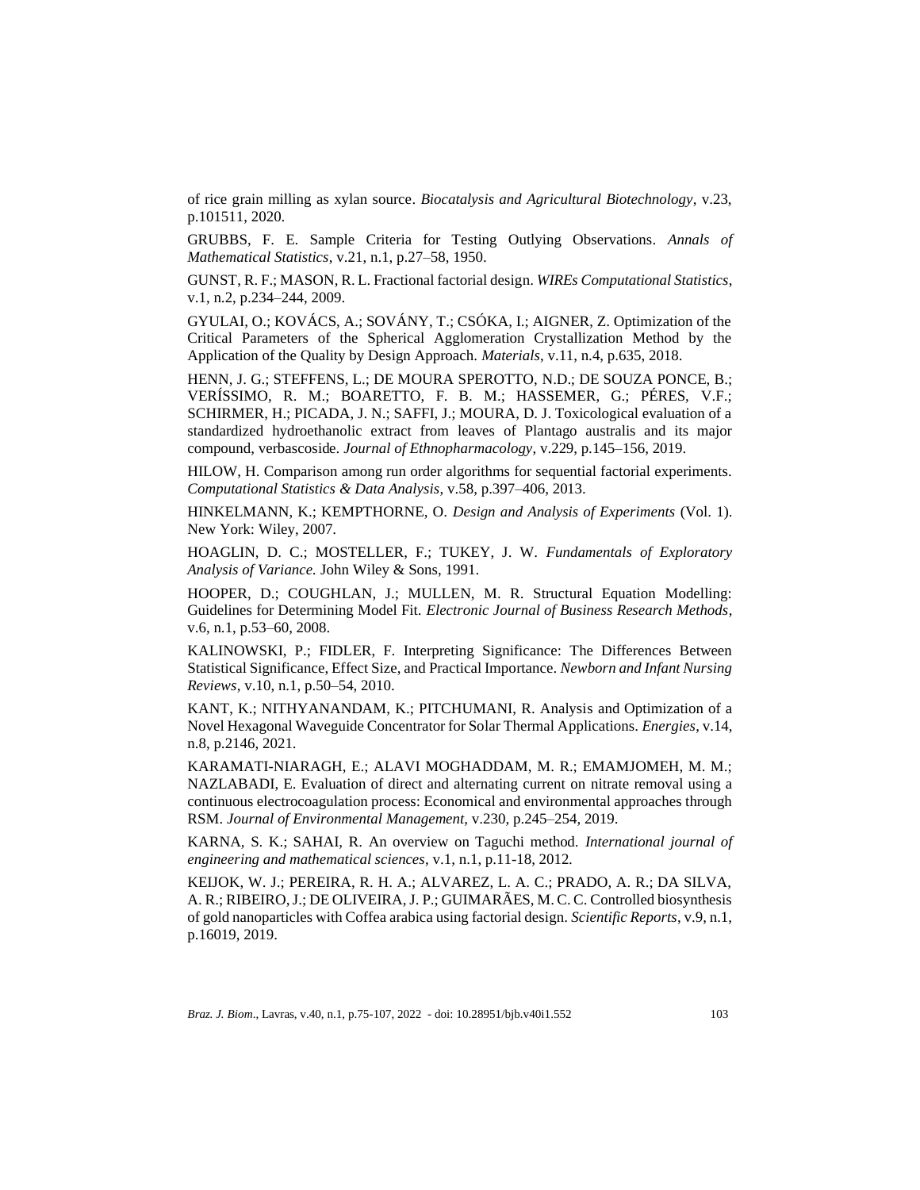of rice grain milling as xylan source. *Biocatalysis and Agricultural Biotechnology*, v.23, p.101511, 2020.

GRUBBS, F. E. Sample Criteria for Testing Outlying Observations. *Annals of Mathematical Statistics*, v.21, n.1, p.27–58, 1950.

GUNST, R. F.; MASON, R. L. Fractional factorial design. *WIREs Computational Statistics*, v.1, n.2, p.234–244, 2009.

GYULAI, O.; KOVÁCS, A.; SOVÁNY, T.; CSÓKA, I.; AIGNER, Z. Optimization of the Critical Parameters of the Spherical Agglomeration Crystallization Method by the Application of the Quality by Design Approach. *Materials*, v.11, n.4, p.635, 2018.

HENN, J. G.; STEFFENS, L.; DE MOURA SPEROTTO, N.D.; DE SOUZA PONCE, B.; VERÍSSIMO, R. M.; BOARETTO, F. B. M.; HASSEMER, G.; PÉRES, V.F.; SCHIRMER, H.; PICADA, J. N.; SAFFI, J.; MOURA, D. J. Toxicological evaluation of a standardized hydroethanolic extract from leaves of Plantago australis and its major compound, verbascoside. *Journal of Ethnopharmacology*, v.229, p.145–156, 2019.

HILOW, H. Comparison among run order algorithms for sequential factorial experiments. *Computational Statistics & Data Analysis*, v.58, p.397–406, 2013.

HINKELMANN, K.; KEMPTHORNE, O. *Design and Analysis of Experiments* (Vol. 1). New York: Wiley, 2007.

HOAGLIN, D. C.; MOSTELLER, F.; TUKEY, J. W. *Fundamentals of Exploratory Analysis of Variance.* John Wiley & Sons, 1991.

HOOPER, D.; COUGHLAN, J.; MULLEN, M. R. Structural Equation Modelling: Guidelines for Determining Model Fit. *Electronic Journal of Business Research Methods*, v.6, n.1, p.53–60, 2008.

KALINOWSKI, P.; FIDLER, F. Interpreting Significance: The Differences Between Statistical Significance, Effect Size, and Practical Importance. *Newborn and Infant Nursing Reviews*, v.10, n.1, p.50–54, 2010.

KANT, K.; NITHYANANDAM, K.; PITCHUMANI, R. Analysis and Optimization of a Novel Hexagonal Waveguide Concentrator for Solar Thermal Applications. *Energies*, v.14, n.8, p.2146, 2021.

KARAMATI-NIARAGH, E.; ALAVI MOGHADDAM, M. R.; EMAMJOMEH, M. M.; NAZLABADI, E. Evaluation of direct and alternating current on nitrate removal using a continuous electrocoagulation process: Economical and environmental approaches through RSM. *Journal of Environmental Management*, v.230, p.245–254, 2019.

KARNA, S. K.; SAHAI, R. An overview on Taguchi method. *International journal of engineering and mathematical sciences*, v.1, n.1, p.11-18, 2012.

KEIJOK, W. J.; PEREIRA, R. H. A.; ALVAREZ, L. A. C.; PRADO, A. R.; DA SILVA, A. R.; RIBEIRO, J.; DE OLIVEIRA, J. P.; GUIMARÃES, M. C. C. Controlled biosynthesis of gold nanoparticles with Coffea arabica using factorial design. *Scientific Reports*, v.9, n.1, p.16019, 2019.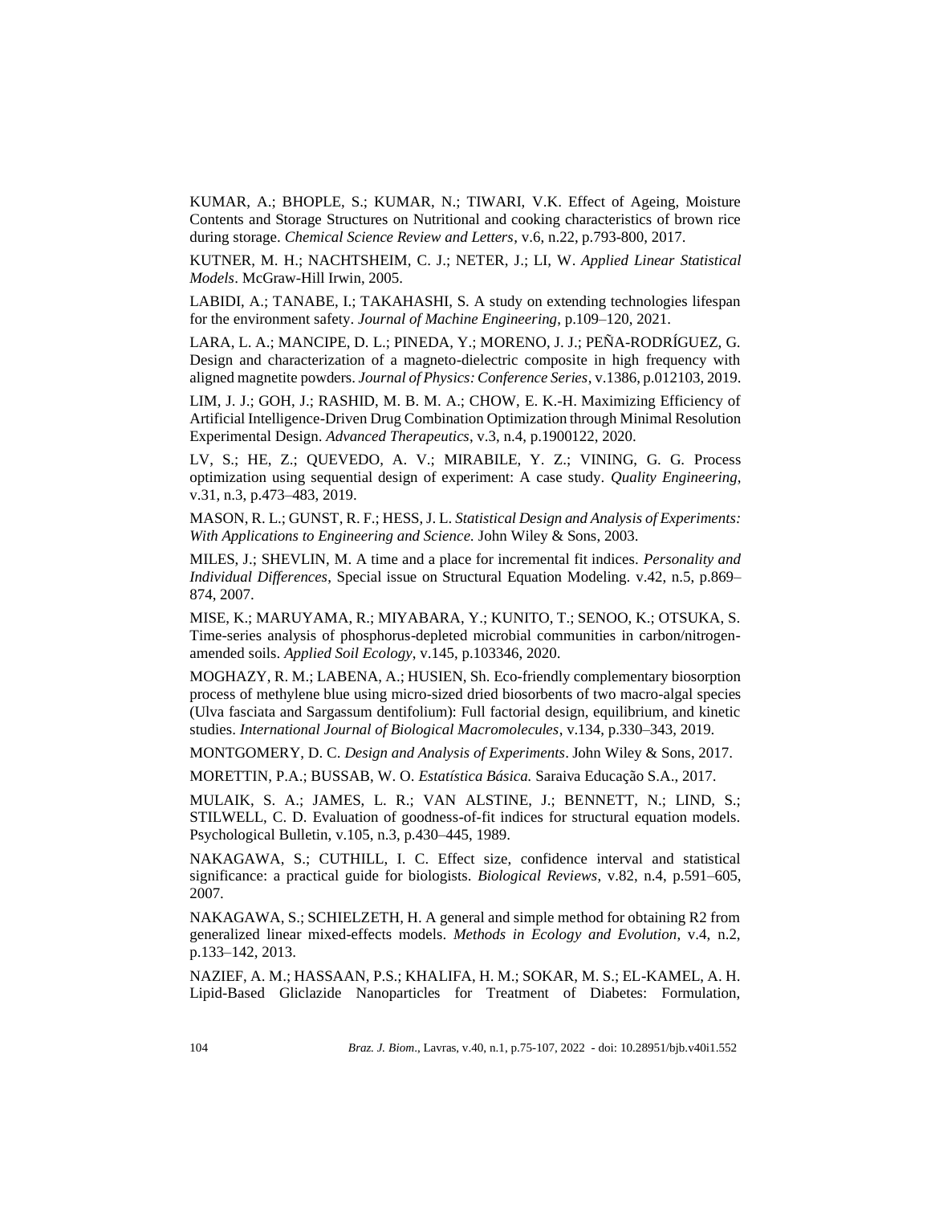KUMAR, A.; BHOPLE, S.; KUMAR, N.; TIWARI, V.K. Effect of Ageing, Moisture Contents and Storage Structures on Nutritional and cooking characteristics of brown rice during storage. *Chemical Science Review and Letters*, v.6, n.22, p.793-800, 2017.

KUTNER, M. H.; NACHTSHEIM, C. J.; NETER, J.; LI, W. *Applied Linear Statistical Models*. McGraw-Hill Irwin, 2005.

LABIDI, A.; TANABE, I.; TAKAHASHI, S. A study on extending technologies lifespan for the environment safety. *Journal of Machine Engineering*, p.109–120, 2021.

LARA, L. A.; MANCIPE, D. L.; PINEDA, Y.; MORENO, J. J.; PEÑA-RODRÍGUEZ, G. Design and characterization of a magneto-dielectric composite in high frequency with aligned magnetite powders. *Journal of Physics: Conference Series*, v.1386, p.012103, 2019.

LIM, J. J.; GOH, J.; RASHID, M. B. M. A.; CHOW, E. K.-H. Maximizing Efficiency of Artificial Intelligence-Driven Drug Combination Optimization through Minimal Resolution Experimental Design. *Advanced Therapeutics*, v.3, n.4, p.1900122, 2020.

LV, S.; HE, Z.; QUEVEDO, A. V.; MIRABILE, Y. Z.; VINING, G. G. Process optimization using sequential design of experiment: A case study. *Quality Engineering*, v.31, n.3, p.473–483, 2019.

MASON, R. L.; GUNST, R. F.; HESS, J. L. *Statistical Design and Analysis of Experiments: With Applications to Engineering and Science.* John Wiley & Sons, 2003.

MILES, J.; SHEVLIN, M. A time and a place for incremental fit indices. *Personality and Individual Differences*, Special issue on Structural Equation Modeling. v.42, n.5, p.869–874, 2007.

MISE, K.; MARUYAMA, R.; MIYABARA, Y.; KUNITO, T.; SENOO, K.; OTSUKA, S. Time-series analysis of phosphorus-depleted microbial communities in carbon/nitrogen-amended soils. *Applied Soil Ecology*, v.145, p.103346, 2020.

MOGHAZY, R. M.; LABENA, A.; HUSIEN, Sh. Eco-friendly complementary biosorption process of methylene blue using micro-sized dried biosorbents of two macro-algal species (Ulva fasciata and Sargassum dentifolium): Full factorial design, equilibrium, and kinetic studies. *International Journal of Biological Macromolecules*, v.134, p.330–343, 2019.

MONTGOMERY, D. C. *Design and Analysis of Experiments*. John Wiley & Sons, 2017.

MORETTIN, P.A.; BUSSAB, W. O. *Estatística Básica.* Saraiva Educação S.A., 2017.

MULAIK, S. A.; JAMES, L. R.; VAN ALSTINE, J.; BENNETT, N.; LIND, S.; STILWELL, C. D. Evaluation of goodness-of-fit indices for structural equation models. Psychological Bulletin, v.105, n.3, p.430–445, 1989.

NAKAGAWA, S.; CUTHILL, I. C. Effect size, confidence interval and statistical significance: a practical guide for biologists. *Biological Reviews*, v.82, n.4, p.591–605, 2007.

NAKAGAWA, S.; SCHIELZETH, H. A general and simple method for obtaining R2 from generalized linear mixed-effects models. *Methods in Ecology and Evolution*, v.4, n.2, p.133–142, 2013.

NAZIEF, A. M.; HASSAAN, P.S.; KHALIFA, H. M.; SOKAR, M. S.; EL-KAMEL, A. H. Lipid-Based Gliclazide Nanoparticles for Treatment of Diabetes: Formulation,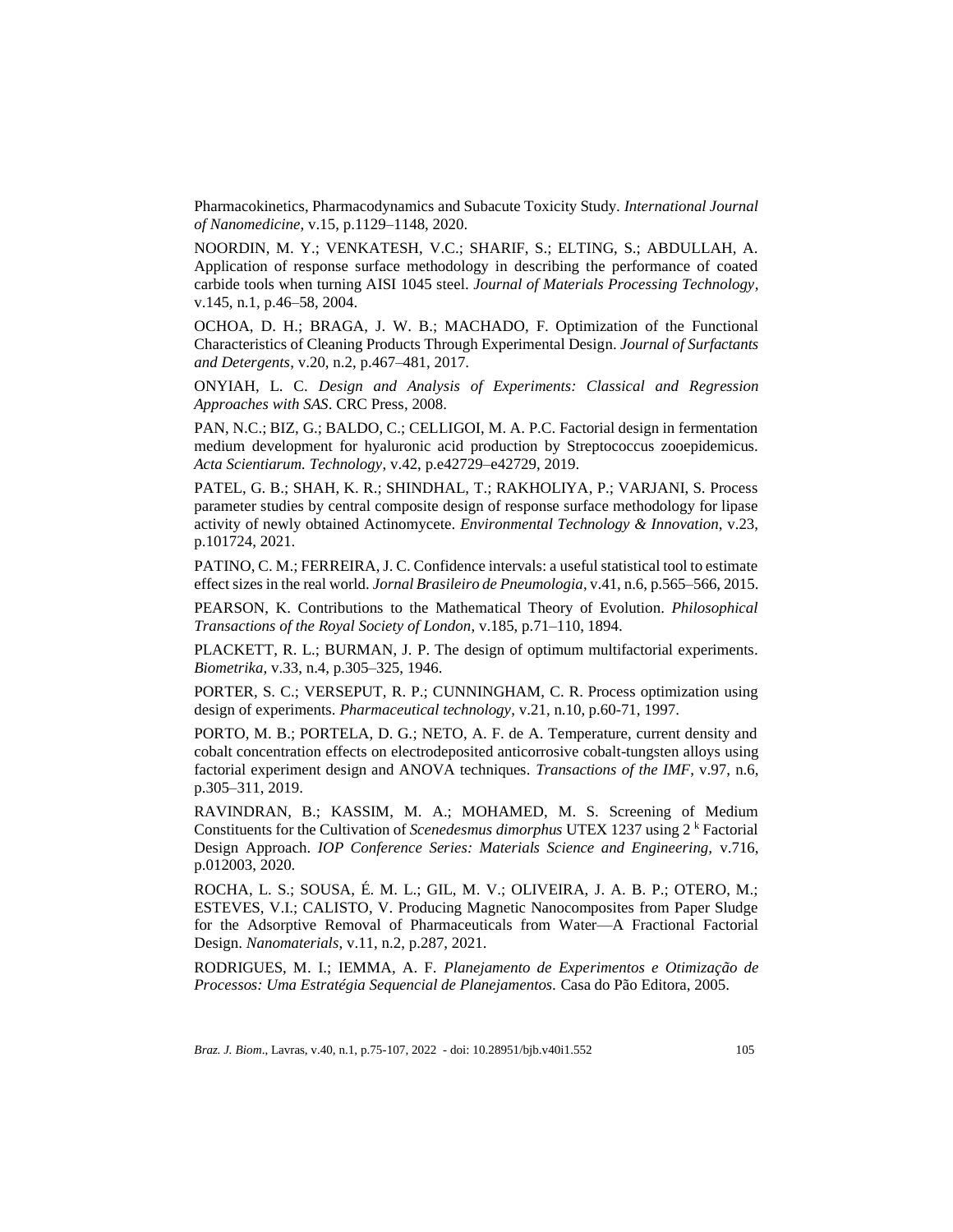Pharmacokinetics, Pharmacodynamics and Subacute Toxicity Study. *International Journal of Nanomedicine*, v.15, p.1129–1148, 2020.

NOORDIN, M. Y.; VENKATESH, V.C.; SHARIF, S.; ELTING, S.; ABDULLAH, A. Application of response surface methodology in describing the performance of coated carbide tools when turning AISI 1045 steel. *Journal of Materials Processing Technology*, v.145, n.1, p.46–58, 2004.

OCHOA, D. H.; BRAGA, J. W. B.; MACHADO, F. Optimization of the Functional Characteristics of Cleaning Products Through Experimental Design. *Journal of Surfactants and Detergents*, v.20, n.2, p.467–481, 2017.

ONYIAH, L. C. *Design and Analysis of Experiments: Classical and Regression Approaches with SAS*. CRC Press, 2008.

PAN, N.C.; BIZ, G.; BALDO, C.; CELLIGOI, M. A. P.C. Factorial design in fermentation medium development for hyaluronic acid production by Streptococcus zooepidemicus. *Acta Scientiarum. Technology*, v.42, p.e42729–e42729, 2019.

PATEL, G. B.; SHAH, K. R.; SHINDHAL, T.; RAKHOLIYA, P.; VARJANI, S. Process parameter studies by central composite design of response surface methodology for lipase activity of newly obtained Actinomycete. *Environmental Technology & Innovation*, v.23, p.101724, 2021.

PATINO, C. M.; FERREIRA, J. C. Confidence intervals: a useful statistical tool to estimate effect sizes in the real world. *Jornal Brasileiro de Pneumologia*, v.41, n.6, p.565–566, 2015.

PEARSON, K. Contributions to the Mathematical Theory of Evolution. *Philosophical Transactions of the Royal Society of London*, v.185, p.71–110, 1894.

PLACKETT, R. L.; BURMAN, J. P. The design of optimum multifactorial experiments. *Biometrika*, v.33, n.4, p.305–325, 1946.

PORTER, S. C.; VERSEPUT, R. P.; CUNNINGHAM, C. R. Process optimization using design of experiments. *Pharmaceutical technology*, v.21, n.10, p.60-71, 1997.

PORTO, M. B.; PORTELA, D. G.; NETO, A. F. de A. Temperature, current density and cobalt concentration effects on electrodeposited anticorrosive cobalt-tungsten alloys using factorial experiment design and ANOVA techniques. *Transactions of the IMF*, v.97, n.6, p.305–311, 2019.

RAVINDRAN, B.; KASSIM, M. A.; MOHAMED, M. S. Screening of Medium Constituents for the Cultivation of *Scenedesmus dimorphus* UTEX 1237 using $2^k$ Factorial Design Approach. *IOP Conference Series: Materials Science and Engineering*, v.716, p.012003, 2020.

ROCHA, L. S.; SOUSA, É. M. L.; GIL, M. V.; OLIVEIRA, J. A. B. P.; OTERO, M.; ESTEVES, V.I.; CALISTO, V. Producing Magnetic Nanocomposites from Paper Sludge for the Adsorptive Removal of Pharmaceuticals from Water—A Fractional Factorial Design. *Nanomaterials*, v.11, n.2, p.287, 2021.

RODRIGUES, M. I.; IEMMA, A. F. *Planejamento de Experimentos e Otimização de Processos: Uma Estratégia Sequencial de Planejamentos.* Casa do Pão Editora, 2005.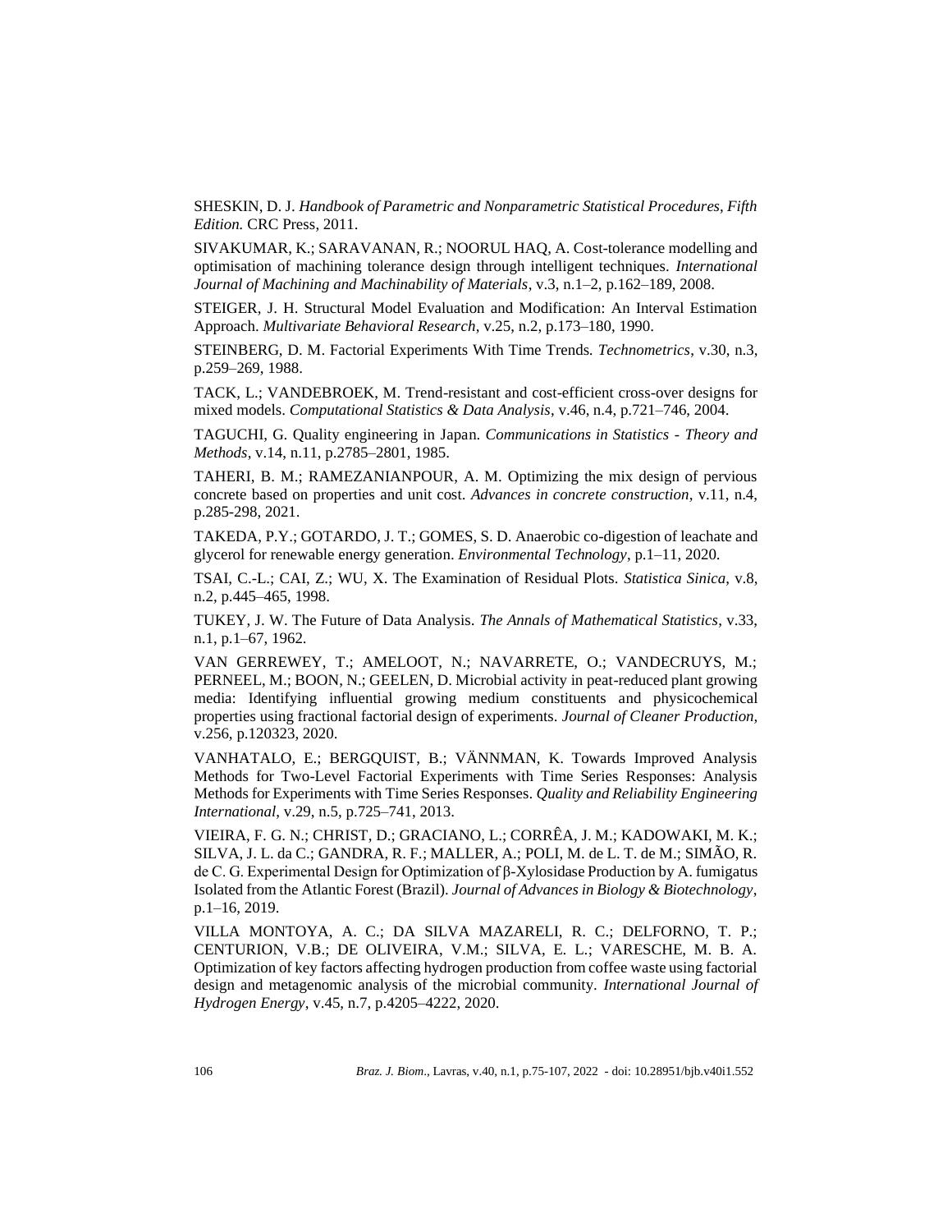SHESKIN, D. J. *Handbook of Parametric and Nonparametric Statistical Procedures, Fifth Edition.* CRC Press, 2011.

SIVAKUMAR, K.; SARAVANAN, R.; NOORUL HAQ, A. Cost-tolerance modelling and optimisation of machining tolerance design through intelligent techniques. *International Journal of Machining and Machinability of Materials*, v.3, n.1–2, p.162–189, 2008.

STEIGER, J. H. Structural Model Evaluation and Modification: An Interval Estimation Approach. *Multivariate Behavioral Research*, v.25, n.2, p.173–180, 1990.

STEINBERG, D. M. Factorial Experiments With Time Trends. *Technometrics*, v.30, n.3, p.259–269, 1988.

TACK, L.; VANDEBROEK, M. Trend-resistant and cost-efficient cross-over designs for mixed models. *Computational Statistics & Data Analysis*, v.46, n.4, p.721–746, 2004.

TAGUCHI, G. Quality engineering in Japan. *Communications in Statistics - Theory and Methods*, v.14, n.11, p.2785–2801, 1985.

TAHERI, B. M.; RAMEZANIANPOUR, A. M. Optimizing the mix design of pervious concrete based on properties and unit cost. *Advances in concrete construction*, v.11, n.4, p.285-298, 2021.

TAKEDA, P.Y.; GOTARDO, J. T.; GOMES, S. D. Anaerobic co-digestion of leachate and glycerol for renewable energy generation. *Environmental Technology*, p.1–11, 2020.

TSAI, C.-L.; CAI, Z.; WU, X. The Examination of Residual Plots. *Statistica Sinica*, v.8, n.2, p.445–465, 1998.

TUKEY, J. W. The Future of Data Analysis. *The Annals of Mathematical Statistics*, v.33, n.1, p.1–67, 1962.

VAN GERREWEY, T.; AMELOOT, N.; NAVARRETE, O.; VANDECRUYS, M.; PERNEEL, M.; BOON, N.; GEELEN, D. Microbial activity in peat-reduced plant growing media: Identifying influential growing medium constituents and physicochemical properties using fractional factorial design of experiments. *Journal of Cleaner Production*, v.256, p.120323, 2020.

VANHATALO, E.; BERGQUIST, B.; VÄNNMAN, K. Towards Improved Analysis Methods for Two-Level Factorial Experiments with Time Series Responses: Analysis Methods for Experiments with Time Series Responses. *Quality and Reliability Engineering International*, v.29, n.5, p.725–741, 2013.

VIEIRA, F. G. N.; CHRIST, D.; GRACIANO, L.; CORRÊA, J. M.; KADOWAKI, M. K.; SILVA, J. L. da C.; GANDRA, R. F.; MALLER, A.; POLI, M. de L. T. de M.; SIMÃO, R. de C. G. Experimental Design for Optimization of β-Xylosidase Production by A. fumigatus Isolated from the Atlantic Forest (Brazil). *Journal of Advances in Biology & Biotechnology*, p.1–16, 2019.

VILLA MONTOYA, A. C.; DA SILVA MAZARELI, R. C.; DELFORNO, T. P.; CENTURION, V.B.; DE OLIVEIRA, V.M.; SILVA, E. L.; VARESCHE, M. B. A. Optimization of key factors affecting hydrogen production from coffee waste using factorial design and metagenomic analysis of the microbial community. *International Journal of Hydrogen Energy*, v.45, n.7, p.4205–4222, 2020.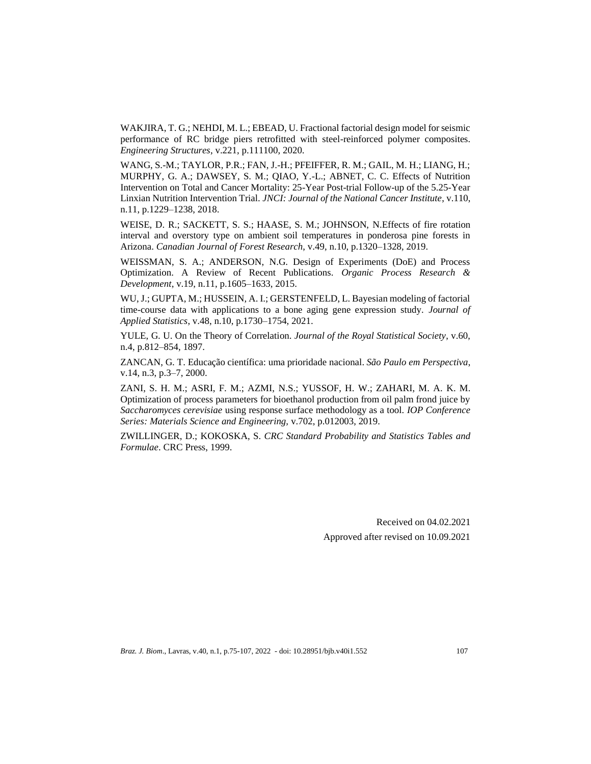WAKJIRA, T. G.; NEHDI, M. L.; EBEAD, U. Fractional factorial design model for seismic performance of RC bridge piers retrofitted with steel-reinforced polymer composites. *Engineering Structures*, v.221, p.111100, 2020.

WANG, S.-M.; TAYLOR, P.R.; FAN, J.-H.; PFEIFFER, R. M.; GAIL, M. H.; LIANG, H.; MURPHY, G. A.; DAWSEY, S. M.; QIAO, Y.-L.; ABNET, C. C. Effects of Nutrition Intervention on Total and Cancer Mortality: 25-Year Post-trial Follow-up of the 5.25-Year Linxian Nutrition Intervention Trial. *JNCI: Journal of the National Cancer Institute*, v.110, n.11, p.1229–1238, 2018.

WEISE, D. R.; SACKETT, S. S.; HAASE, S. M.; JOHNSON, N.Effects of fire rotation interval and overstory type on ambient soil temperatures in ponderosa pine forests in Arizona. *Canadian Journal of Forest Research*, v.49, n.10, p.1320–1328, 2019.

WEISSMAN, S. A.; ANDERSON, N.G. Design of Experiments (DoE) and Process Optimization. A Review of Recent Publications. *Organic Process Research & Development*, v.19, n.11, p.1605–1633, 2015.

WU, J.; GUPTA, M.; HUSSEIN, A. I.; GERSTENFELD, L. Bayesian modeling of factorial time-course data with applications to a bone aging gene expression study. *Journal of Applied Statistics*, v.48, n.10, p.1730–1754, 2021.

YULE, G. U. On the Theory of Correlation. *Journal of the Royal Statistical Society*, v.60, n.4, p.812–854, 1897.

ZANCAN, G. T. Educação científica: uma prioridade nacional. *São Paulo em Perspectiva*, v.14, n.3, p.3–7, 2000.

ZANI, S. H. M.; ASRI, F. M.; AZMI, N.S.; YUSSOF, H. W.; ZAHARI, M. A. K. M. Optimization of process parameters for bioethanol production from oil palm frond juice by *Saccharomyces cerevisiae* using response surface methodology as a tool. *IOP Conference Series: Materials Science and Engineering*, v.702, p.012003, 2019.

ZWILLINGER, D.; KOKOSKA, S. *CRC Standard Probability and Statistics Tables and Formulae*. CRC Press, 1999.

Received on 04.02.2021

Approved after revised on 10.09.2021